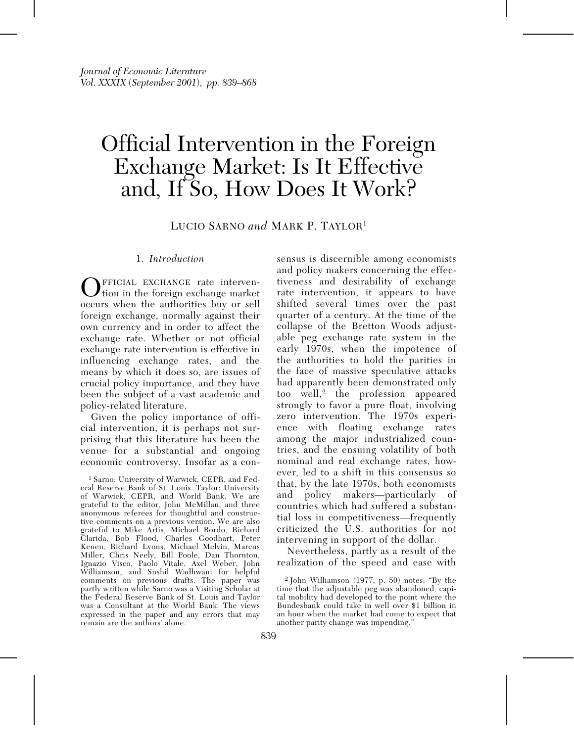# Official Intervention in the Foreign Exchange Market: Is It Effective and, If So, How Does It Work?

LUCIO SARNO *and* MARK P. TAYLOR[1]

## 1. *Introduction*

OFFICIAL EXCHANGE rate intervention in the foreign exchange market occurs when the authorities buy or sell foreign exchange, normally against their own currency and in order to affect the exchange rate. Whether or not official exchange rate intervention is effective in influencing exchange rates, and the means by which it does so, are issues of crucial policy importance, and they have been the subject of a vast academic and policy-related literature.

Given the policy importance of official intervention, it is perhaps not surprising that this literature has been the venue for a substantial and ongoing economic controversy. Insofar as a consensus is discernible among economists and policy makers concerning the effectiveness and desirability of exchange rate intervention, it appears to have shifted several times over the past quarter of a century. At the time of the collapse of the Bretton Woods adjustable peg exchange rate system in the early 1970s, when the impotence of the authorities to hold the parities in the face of massive speculative attacks had apparently been demonstrated only too well,[2] the profession appeared strongly to favor a pure float, involving zero intervention. The 1970s experience with floating exchange rates among the major industrialized countries, and the ensuing volatility of both nominal and real exchange rates, however, led to a shift in this consensus so that, by the late 1970s, both economists and policy makers—particularly of countries which had suffered a substantial loss in competitiveness—frequently criticized the U.S. authorities for not intervening in support of the dollar.

Nevertheless, partly as a result of the realization of the speed and ease with

[1] Sarno: University of Warwick, CEPR, and Federal Reserve Bank of St. Louis. Taylor: University of Warwick, CEPR, and World Bank. We are grateful to the editor, John McMillan, and three anonymous referees for thoughtful and constructive comments on a previous version. We are also grateful to Mike Artis, Michael Bordo, Richard Clarida, Bob Flood, Charles Goodhart, Peter Kenen, Richard Lyons, Michael Melvin, Marcus Miller, Chris Neely, Bill Poole, Dan Thornton, Ignazio Visco, Paolo Vitale, Axel Weber, John Williamson, and Sushil Wadhwani for helpful comments on previous drafts. The paper was partly written while Sarno was a Visiting Scholar at the Federal Reserve Bank of St. Louis and Taylor was a Consultant at the World Bank. The views expressed in the paper and any errors that may remain are the authors' alone.

[2] John Williamson (1977, p. 50) notes: "By the time that the adjustable peg was abandoned, capital mobility had developed to the point where the Bundesbank could take in well over $1 billion in an hour when the market had come to expect that another parity change was impending."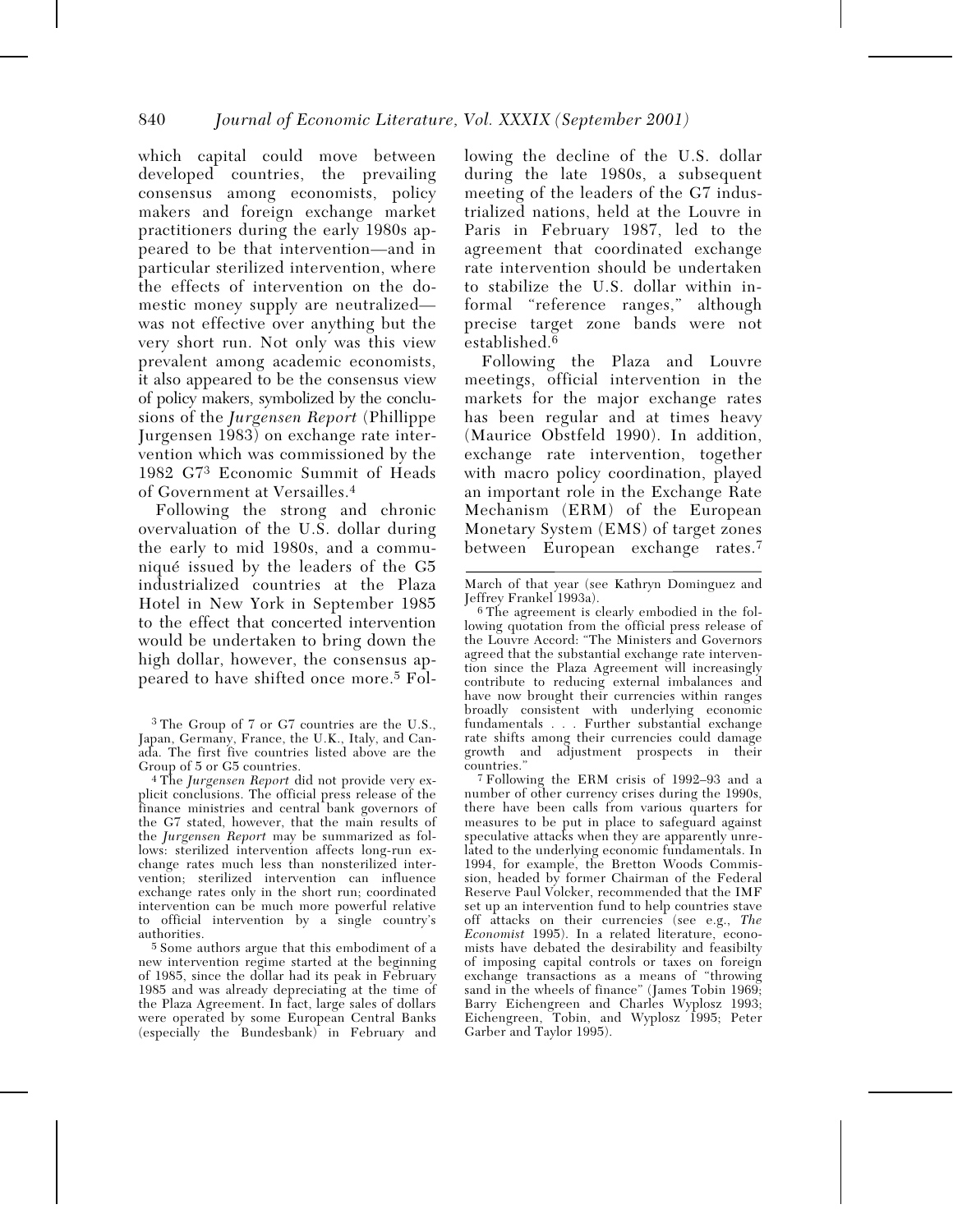which capital could move between developed countries, the prevailing consensus among economists, policy makers and foreign exchange market practitioners during the early 1980s appeared to be that intervention—and in particular sterilized intervention, where the effects of intervention on the domestic money supply are neutralized—was not effective over anything but the very short run. Not only was this view prevalent among academic economists, it also appeared to be the consensus view of policy makers, symbolized by the conclusions of the *Jurgensen Report* (Phillippe Jurgensen 1983) on exchange rate intervention which was commissioned by the 1982 G7[3] Economic Summit of Heads of Government at Versailles.[4]

Following the strong and chronic overvaluation of the U.S. dollar during the early to mid 1980s, and a communiqué issued by the leaders of the G5 industrialized countries at the Plaza Hotel in New York in September 1985 to the effect that concerted intervention would be undertaken to bring down the high dollar, however, the consensus appeared to have shifted once more.[5] Following the decline of the U.S. dollar during the late 1980s, a subsequent meeting of the leaders of the G7 industrialized nations, held at the Louvre in Paris in February 1987, led to the agreement that coordinated exchange rate intervention should be undertaken to stabilize the U.S. dollar within informal "reference ranges," although precise target zone bands were not established.[6]

Following the Plaza and Louvre meetings, official intervention in the markets for the major exchange rates has been regular and at times heavy (Maurice Obstfeld 1990). In addition, exchange rate intervention, together with macro policy coordination, played an important role in the Exchange Rate Mechanism (ERM) of the European Monetary System (EMS) of target zones between European exchange rates.[7]

[3] The Group of 7 or G7 countries are the U.S., Japan, Germany, France, the U.K., Italy, and Canada. The first five countries listed above are the Group of 5 or G5 countries.

[4] The *Jurgensen Report* did not provide very explicit conclusions. The official press release of the finance ministries and central bank governors of the G7 stated, however, that the main results of the *Jurgensen Report* may be summarized as follows: sterilized intervention affects long-run exchange rates much less than nonsterilized intervention; sterilized intervention can influence exchange rates only in the short run; coordinated intervention can be much more powerful relative to official intervention by a single country's authorities.

[5] Some authors argue that this embodiment of a new intervention regime started at the beginning of 1985, since the dollar had its peak in February 1985 and was already depreciating at the time of the Plaza Agreement. In fact, large sales of dollars were operated by some European Central Banks (especially the Bundesbank) in February and March of that year (see Kathryn Dominguez and Jeffrey Frankel 1993a).

[6] The agreement is clearly embodied in the following quotation from the official press release of the Louvre Accord: "The Ministers and Governors agreed that the substantial exchange rate intervention since the Plaza Agreement will increasingly contribute to reducing external imbalances and have now brought their currencies within ranges broadly consistent with underlying economic fundamentals . . . Further substantial exchange rate shifts among their currencies could damage growth and adjustment prospects in their countries."

[7] Following the ERM crisis of 1992–93 and a number of other currency crises during the 1990s, there have been calls from various quarters for measures to be put in place to safeguard against speculative attacks when they are apparently unrelated to the underlying economic fundamentals. In 1994, for example, the Bretton Woods Commission, headed by former Chairman of the Federal Reserve Paul Volcker, recommended that the IMF set up an intervention fund to help countries stave off attacks on their currencies (see e.g., *The Economist* 1995). In a related literature, economists have debated the desirability and feasibilty of imposing capital controls or taxes on foreign exchange transactions as a means of "throwing sand in the wheels of finance" (James Tobin 1969; Barry Eichengreen and Charles Wyplosz 1993; Eichengreen, Tobin, and Wyplosz 1995; Peter Garber and Taylor 1995).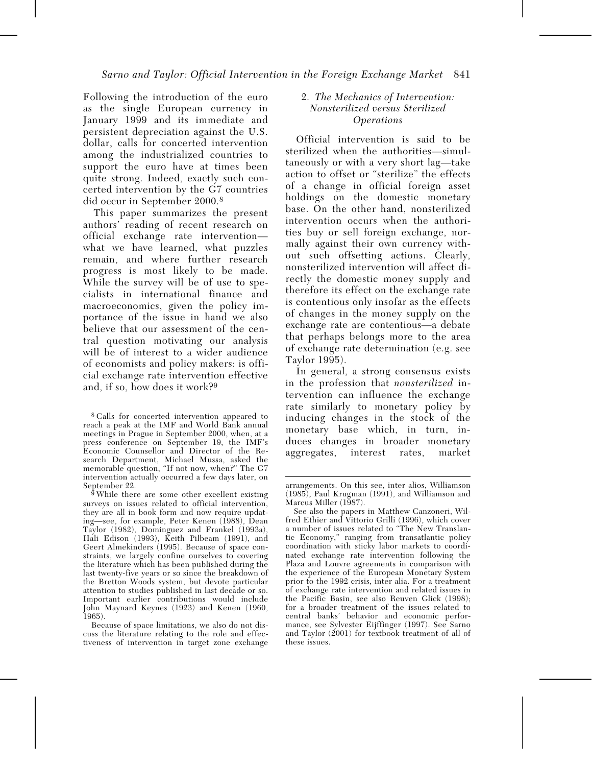Following the introduction of the euro as the single European currency in January 1999 and its immediate and persistent depreciation against the U.S. dollar, calls for concerted intervention among the industrialized countries to support the euro have at times been quite strong. Indeed, exactly such concerted intervention by the G7 countries did occur in September 2000.[8]

This paper summarizes the present authors' reading of recent research on official exchange rate intervention—what we have learned, what puzzles remain, and where further research progress is most likely to be made. While the survey will be of use to specialists in international finance and macroeconomics, given the policy importance of the issue in hand we also believe that our assessment of the central question motivating our analysis will be of interest to a wider audience of economists and policy makers: is official exchange rate intervention effective and, if so, how does it work?[9]

## 2. *The Mechanics of Intervention: Nonsterilized versus Sterilized Operations*

Official intervention is said to be sterilized when the authorities—simultaneously or with a very short lag—take action to offset or "sterilize" the effects of a change in official foreign asset holdings on the domestic monetary base. On the other hand, nonsterilized intervention occurs when the authorities buy or sell foreign exchange, normally against their own currency without such offsetting actions. Clearly, nonsterilized intervention will affect directly the domestic money supply and therefore its effect on the exchange rate is contentious only insofar as the effects of changes in the money supply on the exchange rate are contentious—a debate that perhaps belongs more to the area of exchange rate determination (e.g. see Taylor 1995).

In general, a strong consensus exists in the profession that *nonsterilized* intervention can influence the exchange rate similarly to monetary policy by inducing changes in the stock of the monetary base which, in turn, induces changes in broader monetary aggregates, interest rates, market

---

[8] Calls for concerted intervention appeared to reach a peak at the IMF and World Bank annual meetings in Prague in September 2000, when, at a press conference on September 19, the IMF's Economic Counsellor and Director of the Research Department, Michael Mussa, asked the memorable question, "If not now, when?" The G7 intervention actually occurred a few days later, on September 22.

[9] While there are some other excellent existing surveys on issues related to official intervention, they are all in book form and now require updating—see, for example, Peter Kenen (1988), Dean Taylor (1982), Dominguez and Frankel (1993a), Hali Edison (1993), Keith Pilbeam (1991), and Geert Almekinders (1995). Because of space constraints, we largely confine ourselves to covering the literature which has been published during the last twenty-five years or so since the breakdown of the Bretton Woods system, but devote particular attention to studies published in last decade or so. Important earlier contributions would include John Maynard Keynes (1923) and Kenen (1960, 1965).

Because of space limitations, we also do not discuss the literature relating to the role and effectiveness of intervention in target zone exchange arrangements. On this see, inter alios, Williamson (1985), Paul Krugman (1991), and Williamson and Marcus Miller (1987).

See also the papers in Matthew Canzoneri, Wilfred Ethier and Vittorio Grilli (1996), which cover a number of issues related to "The New Translantic Economy," ranging from transatlantic policy coordination with sticky labor markets to coordinated exchange rate intervention following the Plaza and Louvre agreements in comparison with the experience of the European Monetary System prior to the 1992 crisis, inter alia. For a treatment of exchange rate intervention and related issues in the Pacific Basin, see also Reuven Glick (1998); for a broader treatment of the issues related to central banks' behavior and economic performance, see Sylvester Eijffinger (1997). See Sarno and Taylor (2001) for textbook treatment of all of these issues.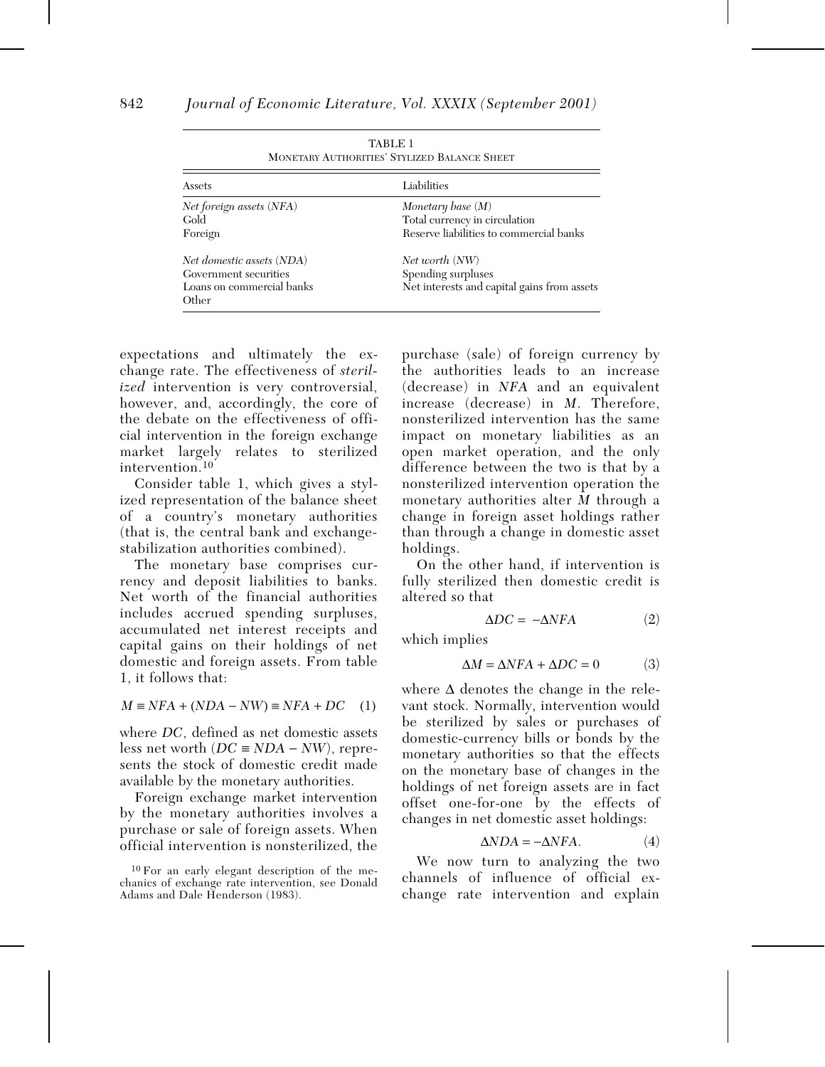TABLE 1
MONETARY AUTHORITIES' STYLIZED BALANCE SHEET

| Assets | Liabilities |
|---|---|
| *Net foreign assets (NFA)* | *Monetary base (M)* |
| Gold | Total currency in circulation |
| Foreign | Reserve liabilities to commercial banks |
| *Net domestic assets (NDA)* | *Net worth (NW)* |
| Government securities | Spending surpluses |
| Loans on commercial banks | Net interests and capital gains from assets |
| Other | |

expectations and ultimately the exchange rate. The effectiveness of *sterilized* intervention is very controversial, however, and, accordingly, the core of the debate on the effectiveness of official intervention in the foreign exchange market largely relates to sterilized intervention.[10]

Consider table 1, which gives a stylized representation of the balance sheet of a country's monetary authorities (that is, the central bank and exchange-stabilization authorities combined).

The monetary base comprises currency and deposit liabilities to banks. Net worth of the financial authorities includes accrued spending surpluses, accumulated net interest receipts and capital gains on their holdings of net domestic and foreign assets. From table 1, it follows that:

$$M \equiv NFA + (NDA - NW) \equiv NFA + DC \quad (1)$$

where $DC$, defined as net domestic assets less net worth ($DC \equiv NDA - NW$), represents the stock of domestic credit made available by the monetary authorities.

Foreign exchange market intervention by the monetary authorities involves a purchase or sale of foreign assets. When official intervention is nonsterilized, the purchase (sale) of foreign currency by the authorities leads to an increase (decrease) in $NFA$ and an equivalent increase (decrease) in $M$. Therefore, nonsterilized intervention has the same impact on monetary liabilities as an open market operation, and the only difference between the two is that by a nonsterilized intervention operation the monetary authorities alter $M$ through a change in foreign asset holdings rather than through a change in domestic asset holdings.

On the other hand, if intervention is fully sterilized then domestic credit is altered so that

$$\Delta DC = -\Delta NFA \quad (2)$$

which implies

$$\Delta M = \Delta NFA + \Delta DC = 0 \quad (3)$$

where $\Delta$ denotes the change in the relevant stock. Normally, intervention would be sterilized by sales or purchases of domestic-currency bills or bonds by the monetary authorities so that the effects on the monetary base of changes in the holdings of net foreign assets are in fact offset one-for-one by the effects of changes in net domestic asset holdings:

$$\Delta NDA = -\Delta NFA. \quad (4)$$

We now turn to analyzing the two channels of influence of official exchange rate intervention and explain

[10] For an early elegant description of the mechanics of exchange rate intervention, see Donald Adams and Dale Henderson (1983).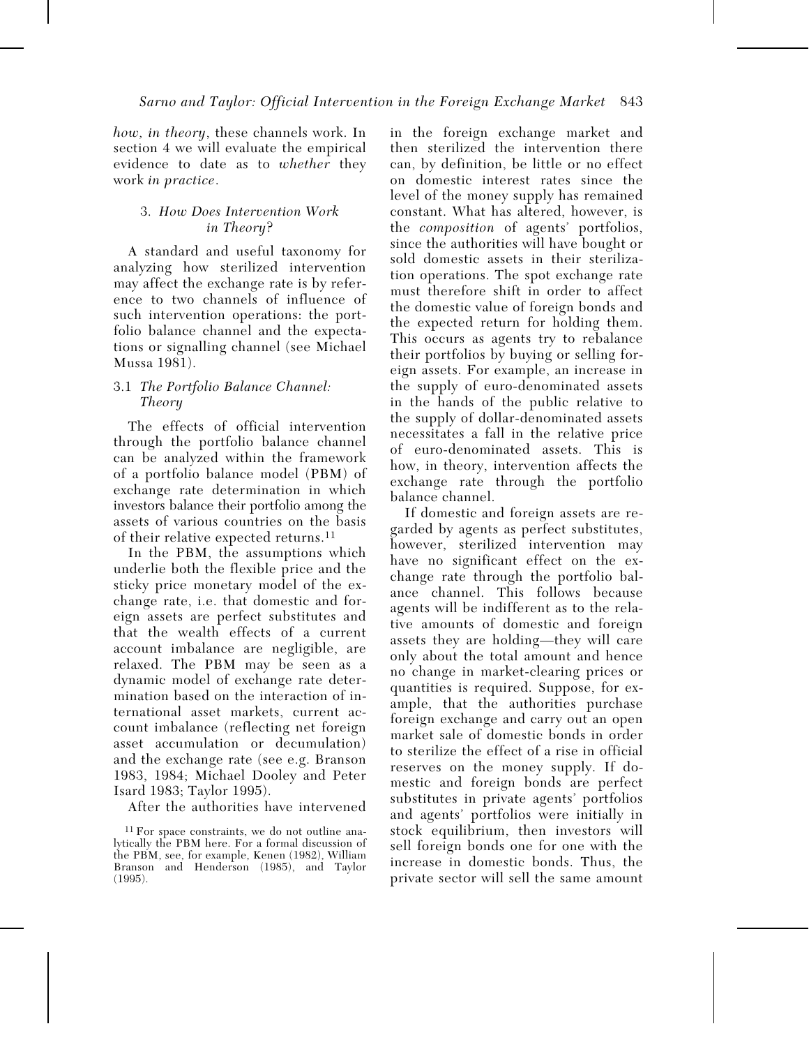*how, in theory*, these channels work. In section 4 we will evaluate the empirical evidence to date as to *whether* they work *in practice*.

## 3. *How Does Intervention Work in Theory?*

A standard and useful taxonomy for analyzing how sterilized intervention may affect the exchange rate is by reference to two channels of influence of such intervention operations: the portfolio balance channel and the expectations or signalling channel (see Michael Mussa 1981).

### 3.1 *The Portfolio Balance Channel: Theory*

The effects of official intervention through the portfolio balance channel can be analyzed within the framework of a portfolio balance model (PBM) of exchange rate determination in which investors balance their portfolio among the assets of various countries on the basis of their relative expected returns.[11]

In the PBM, the assumptions which underlie both the flexible price and the sticky price monetary model of the exchange rate, i.e. that domestic and foreign assets are perfect substitutes and that the wealth effects of a current account imbalance are negligible, are relaxed. The PBM may be seen as a dynamic model of exchange rate determination based on the interaction of international asset markets, current account imbalance (reflecting net foreign asset accumulation or decumulation) and the exchange rate (see e.g. Branson 1983, 1984; Michael Dooley and Peter Isard 1983; Taylor 1995).

After the authorities have intervened in the foreign exchange market and then sterilized the intervention there can, by definition, be little or no effect on domestic interest rates since the level of the money supply has remained constant. What has altered, however, is the *composition* of agents' portfolios, since the authorities will have bought or sold domestic assets in their sterilization operations. The spot exchange rate must therefore shift in order to affect the domestic value of foreign bonds and the expected return for holding them. This occurs as agents try to rebalance their portfolios by buying or selling foreign assets. For example, an increase in the supply of euro-denominated assets in the hands of the public relative to the supply of dollar-denominated assets necessitates a fall in the relative price of euro-denominated assets. This is how, in theory, intervention affects the exchange rate through the portfolio balance channel.

If domestic and foreign assets are regarded by agents as perfect substitutes, however, sterilized intervention may have no significant effect on the exchange rate through the portfolio balance channel. This follows because agents will be indifferent as to the relative amounts of domestic and foreign assets they are holding—they will care only about the total amount and hence no change in market-clearing prices or quantities is required. Suppose, for example, that the authorities purchase foreign exchange and carry out an open market sale of domestic bonds in order to sterilize the effect of a rise in official reserves on the money supply. If domestic and foreign bonds are perfect substitutes in private agents' portfolios and agents' portfolios were initially in stock equilibrium, then investors will sell foreign bonds one for one with the increase in domestic bonds. Thus, the private sector will sell the same amount

---

[11] For space constraints, we do not outline analytically the PBM here. For a formal discussion of the PBM, see, for example, Kenen (1982), William Branson and Henderson (1985), and Taylor (1995).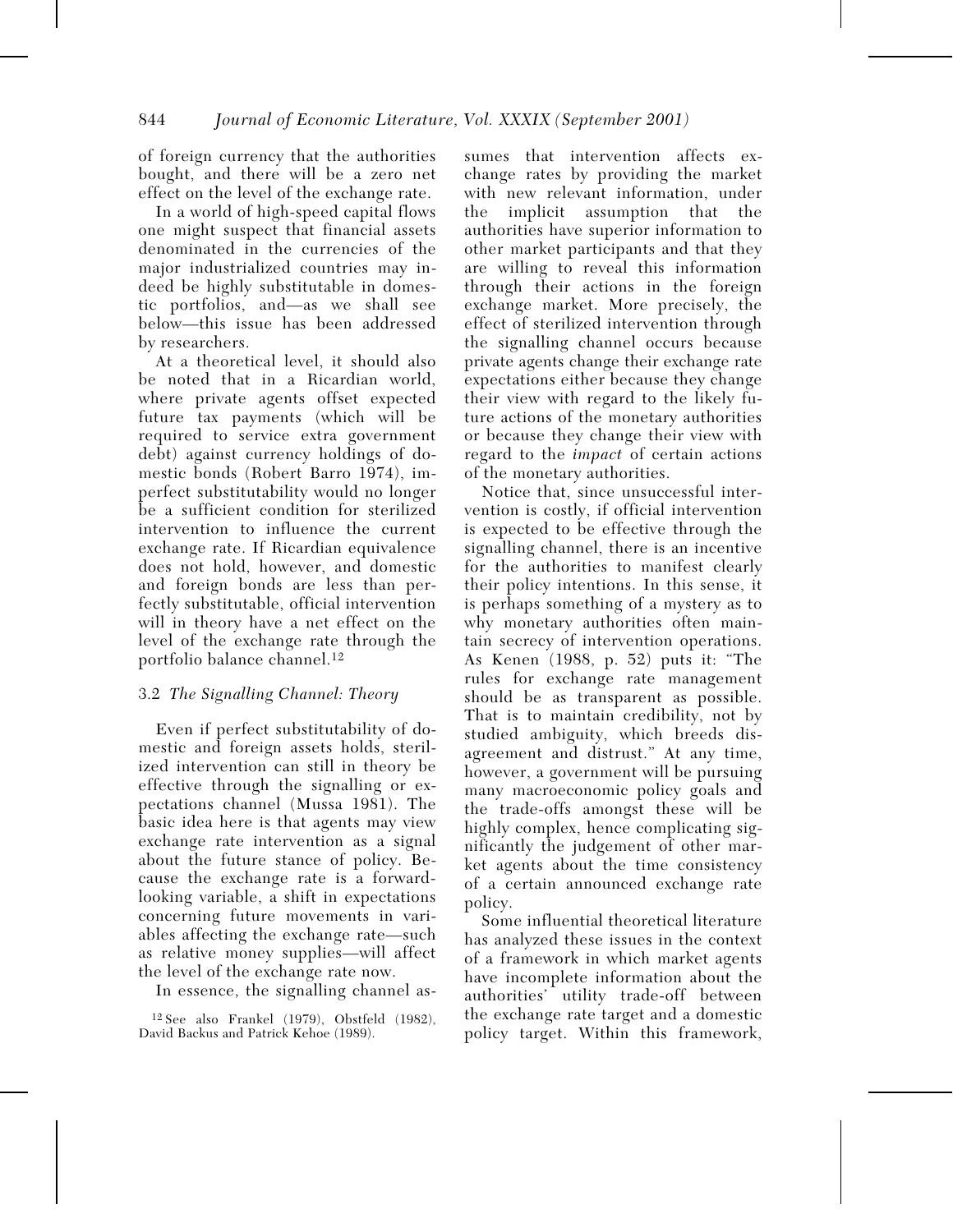of foreign currency that the authorities bought, and there will be a zero net effect on the level of the exchange rate.

In a world of high-speed capital flows one might suspect that financial assets denominated in the currencies of the major industrialized countries may indeed be highly substitutable in domestic portfolios, and—as we shall see below—this issue has been addressed by researchers.

At a theoretical level, it should also be noted that in a Ricardian world, where private agents offset expected future tax payments (which will be required to service extra government debt) against currency holdings of domestic bonds (Robert Barro 1974), imperfect substitutability would no longer be a sufficient condition for sterilized intervention to influence the current exchange rate. If Ricardian equivalence does not hold, however, and domestic and foreign bonds are less than perfectly substitutable, official intervention will in theory have a net effect on the level of the exchange rate through the portfolio balance channel.[12]

### 3.2 *The Signalling Channel: Theory*

Even if perfect substitutability of domestic and foreign assets holds, sterilized intervention can still in theory be effective through the signalling or expectations channel (Mussa 1981). The basic idea here is that agents may view exchange rate intervention as a signal about the future stance of policy. Because the exchange rate is a forward-looking variable, a shift in expectations concerning future movements in variables affecting the exchange rate—such as relative money supplies—will affect the level of the exchange rate now.

In essence, the signalling channel assumes that intervention affects exchange rates by providing the market with new relevant information, under the implicit assumption that the authorities have superior information to other market participants and that they are willing to reveal this information through their actions in the foreign exchange market. More precisely, the effect of sterilized intervention through the signalling channel occurs because private agents change their exchange rate expectations either because they change their view with regard to the likely future actions of the monetary authorities or because they change their view with regard to the *impact* of certain actions of the monetary authorities.

Notice that, since unsuccessful intervention is costly, if official intervention is expected to be effective through the signalling channel, there is an incentive for the authorities to manifest clearly their policy intentions. In this sense, it is perhaps something of a mystery as to why monetary authorities often maintain secrecy of intervention operations. As Kenen (1988, p. 52) puts it: "The rules for exchange rate management should be as transparent as possible. That is to maintain credibility, not by studied ambiguity, which breeds disagreement and distrust." At any time, however, a government will be pursuing many macroeconomic policy goals and the trade-offs amongst these will be highly complex, hence complicating significantly the judgement of other market agents about the time consistency of a certain announced exchange rate policy.

Some influential theoretical literature has analyzed these issues in the context of a framework in which market agents have incomplete information about the authorities' utility trade-off between the exchange rate target and a domestic policy target. Within this framework,

[12] See also Frankel (1979), Obstfeld (1982), David Backus and Patrick Kehoe (1989).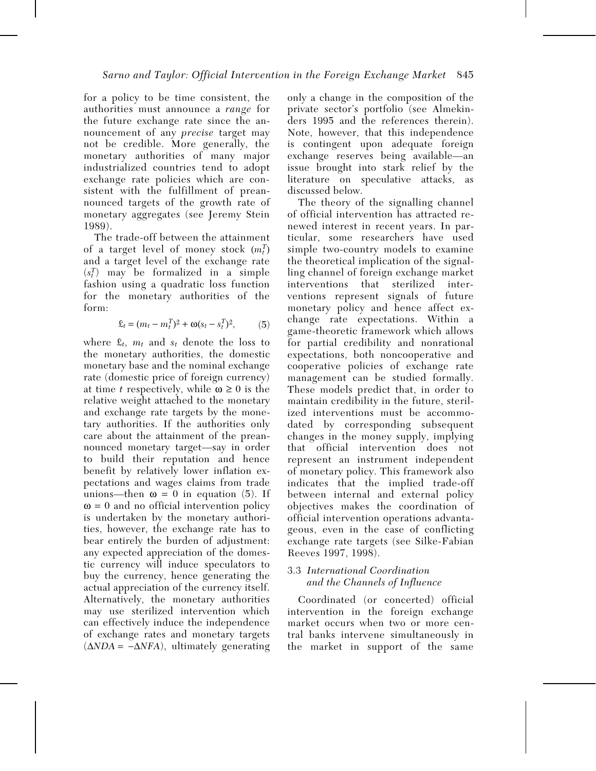for a policy to be time consistent, the authorities must announce a *range* for the future exchange rate since the announcement of any *precise* target may not be credible. More generally, the monetary authorities of many major industrialized countries tend to adopt exchange rate policies which are consistent with the fulfillment of preannounced targets of the growth rate of monetary aggregates (see Jeremy Stein 1989).

The trade-off between the attainment of a target level of money stock ($m_t^T$) and a target level of the exchange rate ($s_t^T$) may be formalized in a simple fashion using a quadratic loss function for the monetary authorities of the form:

$$\pounds_t = (m_t - m_t^T)^2 + \omega(s_t - s_t^T)^2, \qquad (5)$$

where $\pounds_t$, $m_t$ and $s_t$ denote the loss to the monetary authorities, the domestic monetary base and the nominal exchange rate (domestic price of foreign currency) at time $t$ respectively, while $\omega \geq 0$ is the relative weight attached to the monetary and exchange rate targets by the monetary authorities. If the authorities only care about the attainment of the preannounced monetary target—say in order to build their reputation and hence benefit by relatively lower inflation expectations and wages claims from trade unions—then $\omega = 0$ in equation (5). If $\omega = 0$ and no official intervention policy is undertaken by the monetary authorities, however, the exchange rate has to bear entirely the burden of adjustment: any expected appreciation of the domestic currency will induce speculators to buy the currency, hence generating the actual appreciation of the currency itself. Alternatively, the monetary authorities may use sterilized intervention which can effectively induce the independence of exchange rates and monetary targets ($\Delta NDA = -\Delta NFA$), ultimately generating only a change in the composition of the private sector's portfolio (see Almekinders 1995 and the references therein). Note, however, that this independence is contingent upon adequate foreign exchange reserves being available—an issue brought into stark relief by the literature on speculative attacks, as discussed below.

The theory of the signalling channel of official intervention has attracted renewed interest in recent years. In particular, some researchers have used simple two-country models to examine the theoretical implication of the signalling channel of foreign exchange market interventions that sterilized interventions represent signals of future monetary policy and hence affect exchange rate expectations. Within a game-theoretic framework which allows for partial credibility and nonrational expectations, both noncooperative and cooperative policies of exchange rate management can be studied formally. These models predict that, in order to maintain credibility in the future, sterilized interventions must be accommodated by corresponding subsequent changes in the money supply, implying that official intervention does not represent an instrument independent of monetary policy. This framework also indicates that the implied trade-off between internal and external policy objectives makes the coordination of official intervention operations advantageous, even in the case of conflicting exchange rate targets (see Silke-Fabian Reeves 1997, 1998).

### 3.3 *International Coordination and the Channels of Influence*

Coordinated (or concerted) official intervention in the foreign exchange market occurs when two or more central banks intervene simultaneously in the market in support of the same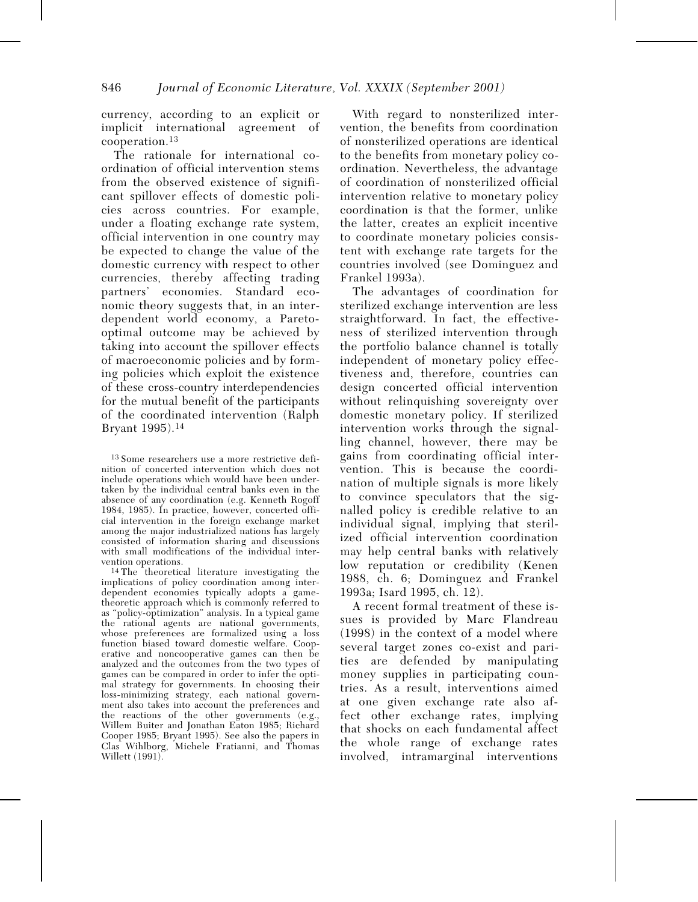currency, according to an explicit or implicit international agreement of cooperation.[13]

The rationale for international coordination of official intervention stems from the observed existence of significant spillover effects of domestic policies across countries. For example, under a floating exchange rate system, official intervention in one country may be expected to change the value of the domestic currency with respect to other currencies, thereby affecting trading partners' economies. Standard economic theory suggests that, in an interdependent world economy, a Pareto-optimal outcome may be achieved by taking into account the spillover effects of macroeconomic policies and by forming policies which exploit the existence of these cross-country interdependencies for the mutual benefit of the participants of the coordinated intervention (Ralph Bryant 1995).[14]

With regard to nonsterilized intervention, the benefits from coordination of nonsterilized operations are identical to the benefits from monetary policy coordination. Nevertheless, the advantage of coordination of nonsterilized official intervention relative to monetary policy coordination is that the former, unlike the latter, creates an explicit incentive to coordinate monetary policies consistent with exchange rate targets for the countries involved (see Dominguez and Frankel 1993a).

The advantages of coordination for sterilized exchange intervention are less straightforward. In fact, the effectiveness of sterilized intervention through the portfolio balance channel is totally independent of monetary policy effectiveness and, therefore, countries can design concerted official intervention without relinquishing sovereignty over domestic monetary policy. If sterilized intervention works through the signalling channel, however, there may be gains from coordinating official intervention. This is because the coordination of multiple signals is more likely to convince speculators that the signalled policy is credible relative to an individual signal, implying that sterilized official intervention coordination may help central banks with relatively low reputation or credibility (Kenen 1988, ch. 6; Dominguez and Frankel 1993a; Isard 1995, ch. 12).

A recent formal treatment of these issues is provided by Marc Flandreau (1998) in the context of a model where several target zones co-exist and parities are defended by manipulating money supplies in participating countries. As a result, interventions aimed at one given exchange rate also affect other exchange rates, implying that shocks on each fundamental affect the whole range of exchange rates involved, intramarginal interventions

[13] Some researchers use a more restrictive definition of concerted intervention which does not include operations which would have been undertaken by the individual central banks even in the absence of any coordination (e.g. Kenneth Rogoff 1984, 1985). In practice, however, concerted official intervention in the foreign exchange market among the major industrialized nations has largely consisted of information sharing and discussions with small modifications of the individual intervention operations.

[14] The theoretical literature investigating the implications of policy coordination among interdependent economies typically adopts a game-theoretic approach which is commonly referred to as "policy-optimization" analysis. In a typical game the rational agents are national governments, whose preferences are formalized using a loss function biased toward domestic welfare. Cooperative and noncooperative games can then be analyzed and the outcomes from the two types of games can be compared in order to infer the optimal strategy for governments. In choosing their loss-minimizing strategy, each national government also takes into account the preferences and the reactions of the other governments (e.g., Willem Buiter and Jonathan Eaton 1985; Richard Cooper 1985; Bryant 1995). See also the papers in Clas Wihlborg, Michele Fratianni, and Thomas Willett (1991).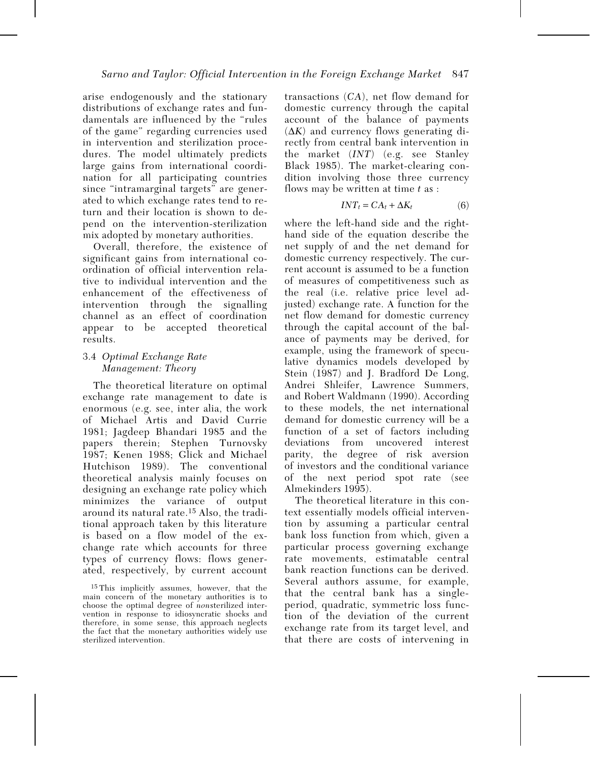arise endogenously and the stationary distributions of exchange rates and fundamentals are influenced by the "rules of the game" regarding currencies used in intervention and sterilization procedures. The model ultimately predicts large gains from international coordination for all participating countries since "intramarginal targets" are generated to which exchange rates tend to return and their location is shown to depend on the intervention-sterilization mix adopted by monetary authorities.

Overall, therefore, the existence of significant gains from international coordination of official intervention relative to individual intervention and the enhancement of the effectiveness of intervention through the signalling channel as an effect of coordination appear to be accepted theoretical results.

### 3.4 *Optimal Exchange Rate Management: Theory*

The theoretical literature on optimal exchange rate management to date is enormous (e.g. see, inter alia, the work of Michael Artis and David Currie 1981; Jagdeep Bhandari 1985 and the papers therein; Stephen Turnovsky 1987; Kenen 1988; Glick and Michael Hutchison 1989). The conventional theoretical analysis mainly focuses on designing an exchange rate policy which minimizes the variance of output around its natural rate.[15] Also, the traditional approach taken by this literature is based on a flow model of the exchange rate which accounts for three types of currency flows: flows generated, respectively, by current account transactions ($CA$), net flow demand for domestic currency through the capital account of the balance of payments ($\Delta K$) and currency flows generating directly from central bank intervention in the market ($INT$) (e.g. see Stanley Black 1985). The market-clearing condition involving those three currency flows may be written at time $t$ as :

$$INT_t = CA_t + \Delta K_t \qquad (6)$$

where the left-hand side and the right-hand side of the equation describe the net supply of and the net demand for domestic currency respectively. The current account is assumed to be a function of measures of competitiveness such as the real (i.e. relative price level adjusted) exchange rate. A function for the net flow demand for domestic currency through the capital account of the balance of payments may be derived, for example, using the framework of speculative dynamics models developed by Stein (1987) and J. Bradford De Long, Andrei Shleifer, Lawrence Summers, and Robert Waldmann (1990). According to these models, the net international demand for domestic currency will be a function of a set of factors including deviations from uncovered interest parity, the degree of risk aversion of investors and the conditional variance of the next period spot rate (see Almekinders 1995).

The theoretical literature in this context essentially models official intervention by assuming a particular central bank loss function from which, given a particular process governing exchange rate movements, estimatable central bank reaction functions can be derived. Several authors assume, for example, that the central bank has a single-period, quadratic, symmetric loss function of the deviation of the current exchange rate from its target level, and that there are costs of intervening in

[15] This implicitly assumes, however, that the main concern of the monetary authorities is to choose the optimal degree of *non*sterilized intervention in response to idiosyncratic shocks and therefore, in some sense, this approach neglects the fact that the monetary authorities widely use sterilized intervention.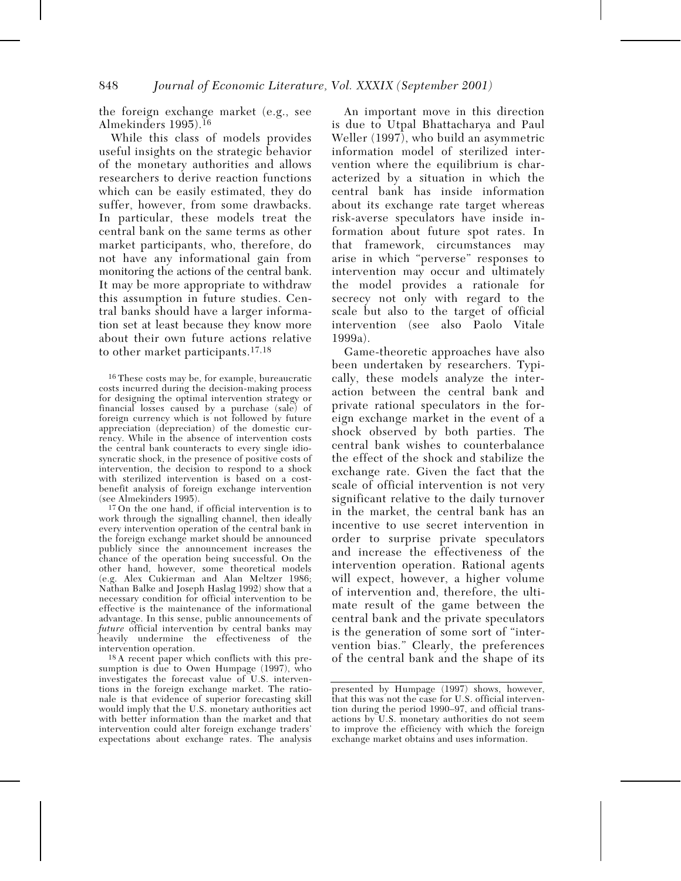the foreign exchange market (e.g., see Almekinders 1995).[16]

While this class of models provides useful insights on the strategic behavior of the monetary authorities and allows researchers to derive reaction functions which can be easily estimated, they do suffer, however, from some drawbacks. In particular, these models treat the central bank on the same terms as other market participants, who, therefore, do not have any informational gain from monitoring the actions of the central bank. It may be more appropriate to withdraw this assumption in future studies. Central banks should have a larger information set at least because they know more about their own future actions relative to other market participants.[17,18]

An important move in this direction is due to Utpal Bhattacharya and Paul Weller (1997), who build an asymmetric information model of sterilized intervention where the equilibrium is characterized by a situation in which the central bank has inside information about its exchange rate target whereas risk-averse speculators have inside information about future spot rates. In that framework, circumstances may arise in which "perverse" responses to intervention may occur and ultimately the model provides a rationale for secrecy not only with regard to the scale but also to the target of official intervention (see also Paolo Vitale 1999a).

Game-theoretic approaches have also been undertaken by researchers. Typically, these models analyze the interaction between the central bank and private rational speculators in the foreign exchange market in the event of a shock observed by both parties. The central bank wishes to counterbalance the effect of the shock and stabilize the exchange rate. Given the fact that the scale of official intervention is not very significant relative to the daily turnover in the market, the central bank has an incentive to use secret intervention in order to surprise private speculators and increase the effectiveness of the intervention operation. Rational agents will expect, however, a higher volume of intervention and, therefore, the ultimate result of the game between the central bank and the private speculators is the generation of some sort of "intervention bias." Clearly, the preferences of the central bank and the shape of its

[16] These costs may be, for example, bureaucratic costs incurred during the decision-making process for designing the optimal intervention strategy or financial losses caused by a purchase (sale) of foreign currency which is not followed by future appreciation (depreciation) of the domestic currency. While in the absence of intervention costs the central bank counteracts to every single idiosyncratic shock, in the presence of positive costs of intervention, the decision to respond to a shock with sterilized intervention is based on a cost-benefit analysis of foreign exchange intervention (see Almekinders 1995).

[17] On the one hand, if official intervention is to work through the signalling channel, then ideally every intervention operation of the central bank in the foreign exchange market should be announced publicly since the announcement increases the chance of the operation being successful. On the other hand, however, some theoretical models (e.g. Alex Cukierman and Alan Meltzer 1986; Nathan Balke and Joseph Haslag 1992) show that a necessary condition for official intervention to be effective is the maintenance of the informational advantage. In this sense, public announcements of *future* official intervention by central banks may heavily undermine the effectiveness of the intervention operation.

[18] A recent paper which conflicts with this presumption is due to Owen Humpage (1997), who investigates the forecast value of U.S. interventions in the foreign exchange market. The rationale is that evidence of superior forecasting skill would imply that the U.S. monetary authorities act with better information than the market and that intervention could alter foreign exchange traders' expectations about exchange rates. The analysis presented by Humpage (1997) shows, however, that this was not the case for U.S. official intervention during the period 1990–97, and official transactions by U.S. monetary authorities do not seem to improve the efficiency with which the foreign exchange market obtains and uses information.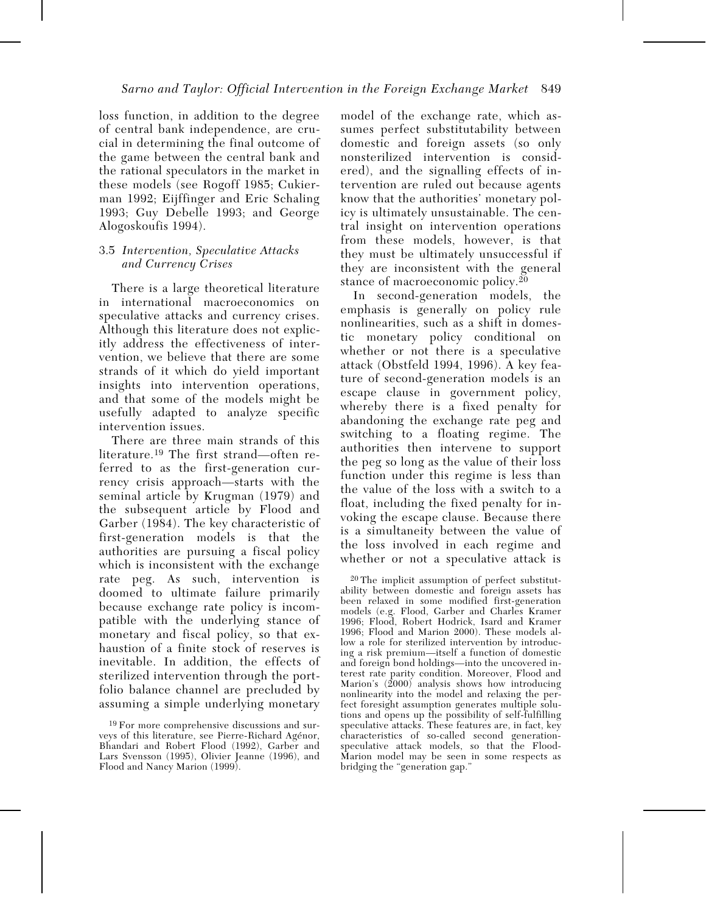loss function, in addition to the degree of central bank independence, are crucial in determining the final outcome of the game between the central bank and the rational speculators in the market in these models (see Rogoff 1985; Cukierman 1992; Eijffinger and Eric Schaling 1993; Guy Debelle 1993; and George Alogoskoufis 1994).

### 3.5 *Intervention, Speculative Attacks and Currency Crises*

There is a large theoretical literature in international macroeconomics on speculative attacks and currency crises. Although this literature does not explicitly address the effectiveness of intervention, we believe that there are some strands of it which do yield important insights into intervention operations, and that some of the models might be usefully adapted to analyze specific intervention issues.

There are three main strands of this literature.[19] The first strand—often referred to as the first-generation currency crisis approach—starts with the seminal article by Krugman (1979) and the subsequent article by Flood and Garber (1984). The key characteristic of first-generation models is that the authorities are pursuing a fiscal policy which is inconsistent with the exchange rate peg. As such, intervention is doomed to ultimate failure primarily because exchange rate policy is incompatible with the underlying stance of monetary and fiscal policy, so that exhaustion of a finite stock of reserves is inevitable. In addition, the effects of sterilized intervention through the portfolio balance channel are precluded by assuming a simple underlying monetary model of the exchange rate, which assumes perfect substitutability between domestic and foreign assets (so only nonsterilized intervention is considered), and the signalling effects of intervention are ruled out because agents know that the authorities' monetary policy is ultimately unsustainable. The central insight on intervention operations from these models, however, is that they must be ultimately unsuccessful if they are inconsistent with the general stance of macroeconomic policy.[20]

In second-generation models, the emphasis is generally on policy rule nonlinearities, such as a shift in domestic monetary policy conditional on whether or not there is a speculative attack (Obstfeld 1994, 1996). A key feature of second-generation models is an escape clause in government policy, whereby there is a fixed penalty for abandoning the exchange rate peg and switching to a floating regime. The authorities then intervene to support the peg so long as the value of their loss function under this regime is less than the value of the loss with a switch to a float, including the fixed penalty for invoking the escape clause. Because there is a simultaneity between the value of the loss involved in each regime and whether or not a speculative attack is

[19] For more comprehensive discussions and surveys of this literature, see Pierre-Richard Agénor, Bhandari and Robert Flood (1992), Garber and Lars Svensson (1995), Olivier Jeanne (1996), and Flood and Nancy Marion (1999).

[20] The implicit assumption of perfect substitutability between domestic and foreign assets has been relaxed in some modified first-generation models (e.g. Flood, Garber and Charles Kramer 1996; Flood, Robert Hodrick, Isard and Kramer 1996; Flood and Marion 2000). These models allow a role for sterilized intervention by introducing a risk premium—itself a function of domestic and foreign bond holdings—into the uncovered interest rate parity condition. Moreover, Flood and Marion's (2000) analysis shows how introducing nonlinearity into the model and relaxing the perfect foresight assumption generates multiple solutions and opens up the possibility of self-fulfilling speculative attacks. These features are, in fact, key characteristics of so-called second generation-speculative attack models, so that the Flood-Marion model may be seen in some respects as bridging the "generation gap."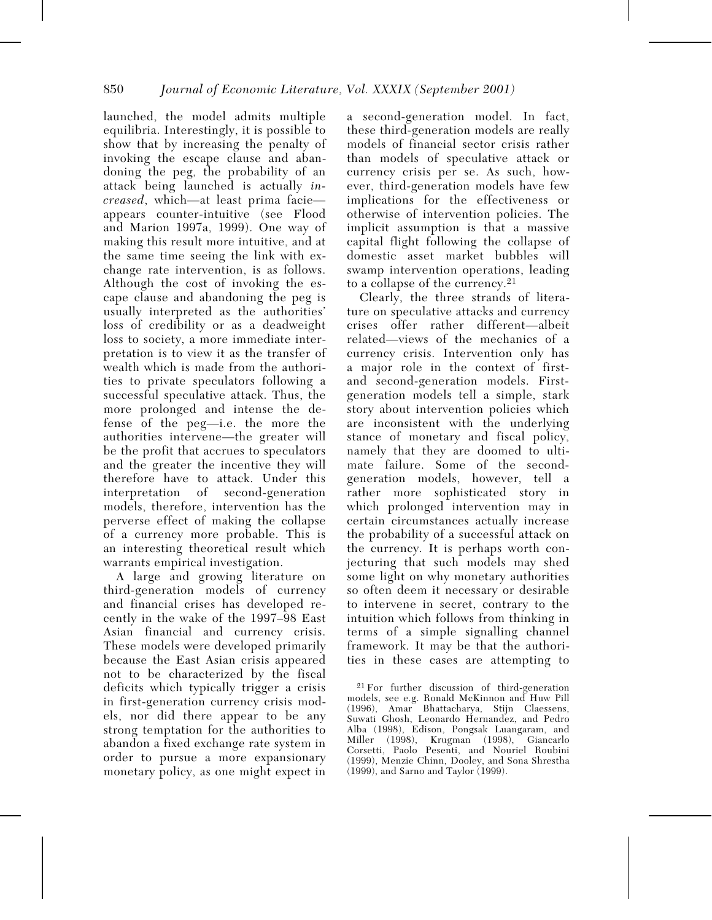launched, the model admits multiple equilibria. Interestingly, it is possible to show that by increasing the penalty of invoking the escape clause and abandoning the peg, the probability of an attack being launched is actually *increased*, which—at least prima facie—appears counter-intuitive (see Flood and Marion 1997a, 1999). One way of making this result more intuitive, and at the same time seeing the link with exchange rate intervention, is as follows. Although the cost of invoking the escape clause and abandoning the peg is usually interpreted as the authorities' loss of credibility or as a deadweight loss to society, a more immediate interpretation is to view it as the transfer of wealth which is made from the authorities to private speculators following a successful speculative attack. Thus, the more prolonged and intense the defense of the peg—i.e. the more the authorities intervene—the greater will be the profit that accrues to speculators and the greater the incentive they will therefore have to attack. Under this interpretation of second-generation models, therefore, intervention has the perverse effect of making the collapse of a currency more probable. This is an interesting theoretical result which warrants empirical investigation.

A large and growing literature on third-generation models of currency and financial crises has developed recently in the wake of the 1997–98 East Asian financial and currency crisis. These models were developed primarily because the East Asian crisis appeared not to be characterized by the fiscal deficits which typically trigger a crisis in first-generation currency crisis models, nor did there appear to be any strong temptation for the authorities to abandon a fixed exchange rate system in order to pursue a more expansionary monetary policy, as one might expect in a second-generation model. In fact, these third-generation models are really models of financial sector crisis rather than models of speculative attack or currency crisis per se. As such, however, third-generation models have few implications for the effectiveness or otherwise of intervention policies. The implicit assumption is that a massive capital flight following the collapse of domestic asset market bubbles will swamp intervention operations, leading to a collapse of the currency.[21]

Clearly, the three strands of literature on speculative attacks and currency crises offer rather different—albeit related—views of the mechanics of a currency crisis. Intervention only has a major role in the context of first- and second-generation models. First-generation models tell a simple, stark story about intervention policies which are inconsistent with the underlying stance of monetary and fiscal policy, namely that they are doomed to ultimate failure. Some of the second-generation models, however, tell a rather more sophisticated story in which prolonged intervention may in certain circumstances actually increase the probability of a successful attack on the currency. It is perhaps worth conjecturing that such models may shed some light on why monetary authorities so often deem it necessary or desirable to intervene in secret, contrary to the intuition which follows from thinking in terms of a simple signalling channel framework. It may be that the authorities in these cases are attempting to

[21] For further discussion of third-generation models, see e.g. Ronald McKinnon and Huw Pill (1996), Amar Bhattacharya, Stijn Claessens, Suwati Ghosh, Leonardo Hernandez, and Pedro Alba (1998), Edison, Pongsak Luangaram, and Miller (1998), Krugman (1998), Giancarlo Corsetti, Paolo Pesenti, and Nouriel Roubini (1999), Menzie Chinn, Dooley, and Sona Shrestha (1999), and Sarno and Taylor (1999).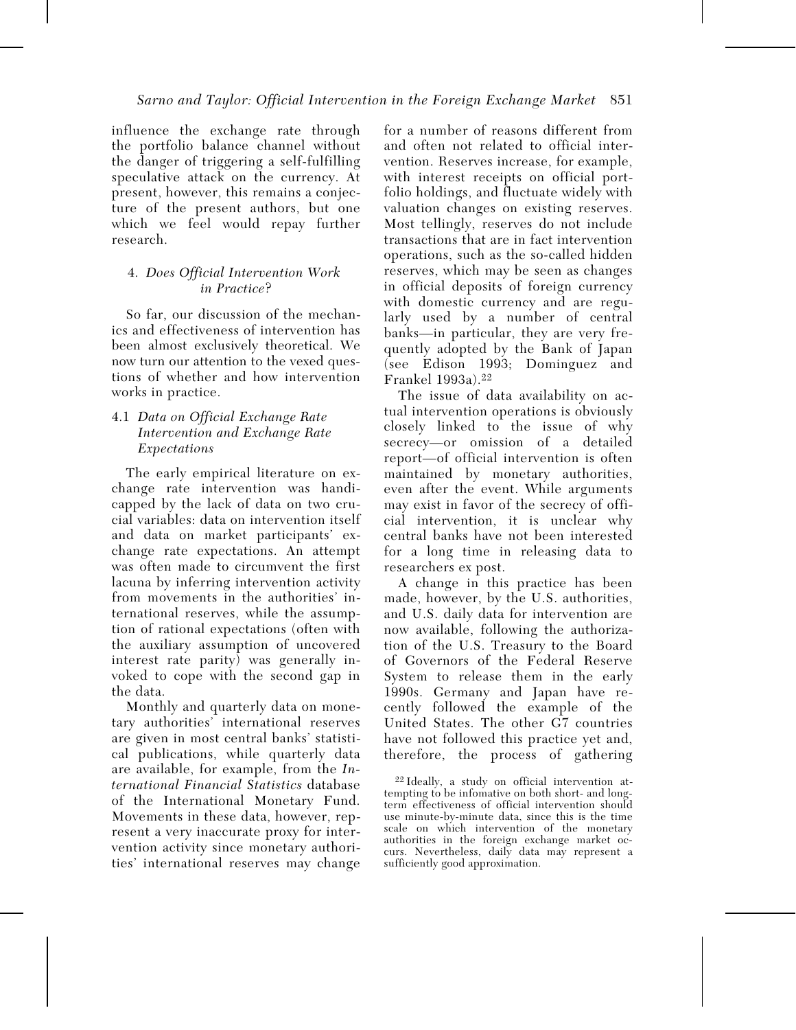influence the exchange rate through the portfolio balance channel without the danger of triggering a self-fulfilling speculative attack on the currency. At present, however, this remains a conjecture of the present authors, but one which we feel would repay further research.

## 4. *Does Official Intervention Work in Practice?*

So far, our discussion of the mechanics and effectiveness of intervention has been almost exclusively theoretical. We now turn our attention to the vexed questions of whether and how intervention works in practice.

### 4.1 *Data on Official Exchange Rate Intervention and Exchange Rate Expectations*

The early empirical literature on exchange rate intervention was handicapped by the lack of data on two crucial variables: data on intervention itself and data on market participants' exchange rate expectations. An attempt was often made to circumvent the first lacuna by inferring intervention activity from movements in the authorities' international reserves, while the assumption of rational expectations (often with the auxiliary assumption of uncovered interest rate parity) was generally invoked to cope with the second gap in the data.

Monthly and quarterly data on monetary authorities' international reserves are given in most central banks' statistical publications, while quarterly data are available, for example, from the *International Financial Statistics* database of the International Monetary Fund. Movements in these data, however, represent a very inaccurate proxy for intervention activity since monetary authorities' international reserves may change for a number of reasons different from and often not related to official intervention. Reserves increase, for example, with interest receipts on official portfolio holdings, and fluctuate widely with valuation changes on existing reserves. Most tellingly, reserves do not include transactions that are in fact intervention operations, such as the so-called hidden reserves, which may be seen as changes in official deposits of foreign currency with domestic currency and are regularly used by a number of central banks—in particular, they are very frequently adopted by the Bank of Japan (see Edison 1993; Dominguez and Frankel 1993a).[22]

The issue of data availability on actual intervention operations is obviously closely linked to the issue of why secrecy—or omission of a detailed report—of official intervention is often maintained by monetary authorities, even after the event. While arguments may exist in favor of the secrecy of official intervention, it is unclear why central banks have not been interested for a long time in releasing data to researchers ex post.

A change in this practice has been made, however, by the U.S. authorities, and U.S. daily data for intervention are now available, following the authorization of the U.S. Treasury to the Board of Governors of the Federal Reserve System to release them in the early 1990s. Germany and Japan have recently followed the example of the United States. The other G7 countries have not followed this practice yet and, therefore, the process of gathering

[22] Ideally, a study on official intervention attempting to be infomative on both short- and long-term effectiveness of official intervention should use minute-by-minute data, since this is the time scale on which intervention of the monetary authorities in the foreign exchange market occurs. Nevertheless, daily data may represent a sufficiently good approximation.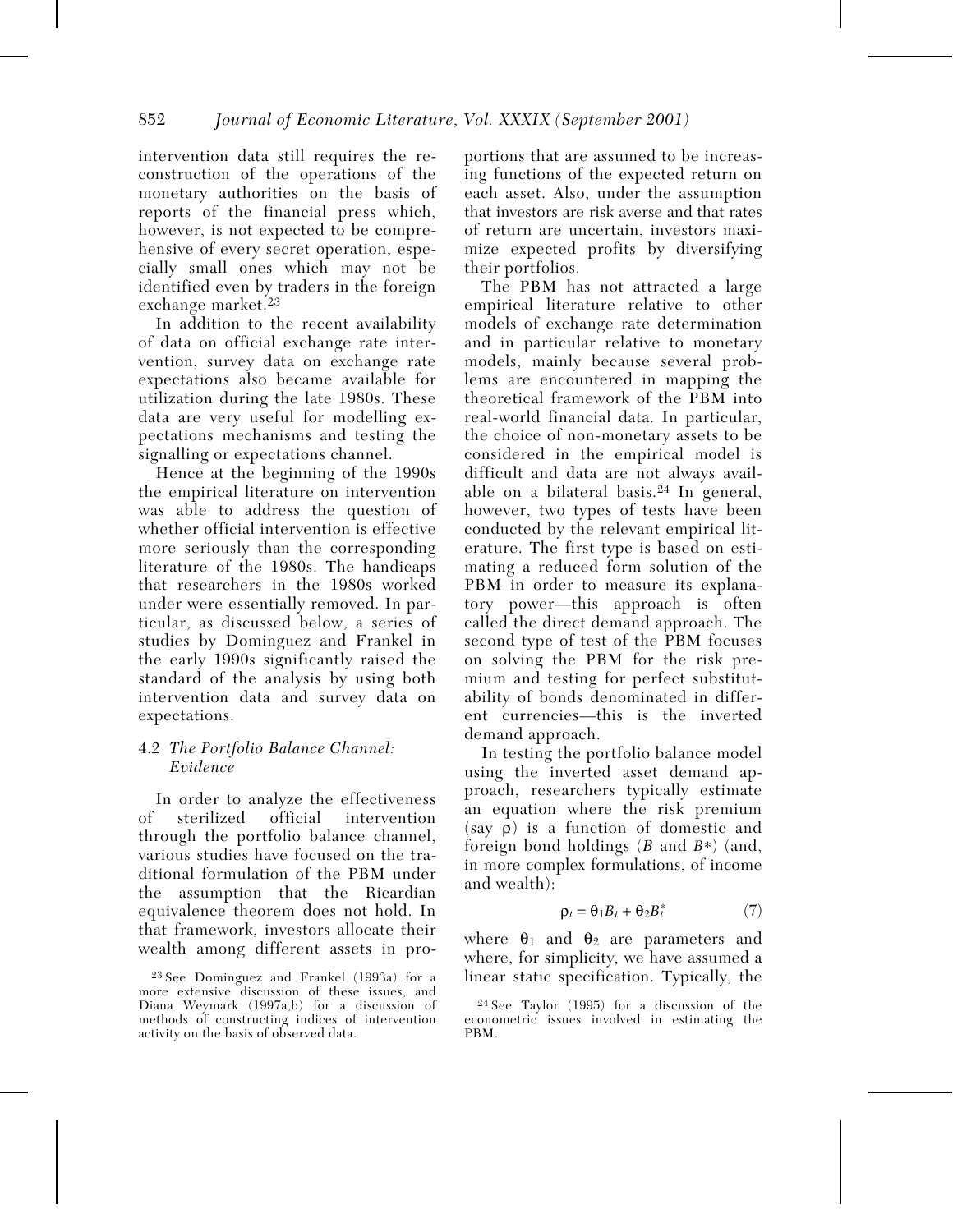intervention data still requires the reconstruction of the operations of the monetary authorities on the basis of reports of the financial press which, however, is not expected to be comprehensive of every secret operation, especially small ones which may not be identified even by traders in the foreign exchange market.[23]

In addition to the recent availability of data on official exchange rate intervention, survey data on exchange rate expectations also became available for utilization during the late 1980s. These data are very useful for modelling expectations mechanisms and testing the signalling or expectations channel.

Hence at the beginning of the 1990s the empirical literature on intervention was able to address the question of whether official intervention is effective more seriously than the corresponding literature of the 1980s. The handicaps that researchers in the 1980s worked under were essentially removed. In particular, as discussed below, a series of studies by Dominguez and Frankel in the early 1990s significantly raised the standard of the analysis by using both intervention data and survey data on expectations.

### 4.2 *The Portfolio Balance Channel: Evidence*

In order to analyze the effectiveness of sterilized official intervention through the portfolio balance channel, various studies have focused on the traditional formulation of the PBM under the assumption that the Ricardian equivalence theorem does not hold. In that framework, investors allocate their wealth among different assets in proportions that are assumed to be increasing functions of the expected return on each asset. Also, under the assumption that investors are risk averse and that rates of return are uncertain, investors maximize expected profits by diversifying their portfolios.

The PBM has not attracted a large empirical literature relative to other models of exchange rate determination and in particular relative to monetary models, mainly because several problems are encountered in mapping the theoretical framework of the PBM into real-world financial data. In particular, the choice of non-monetary assets to be considered in the empirical model is difficult and data are not always available on a bilateral basis.[24] In general, however, two types of tests have been conducted by the relevant empirical literature. The first type is based on estimating a reduced form solution of the PBM in order to measure its explanatory power—this approach is often called the direct demand approach. The second type of test of the PBM focuses on solving the PBM for the risk premium and testing for perfect substitutability of bonds denominated in different currencies—this is the inverted demand approach.

In testing the portfolio balance model using the inverted asset demand approach, researchers typically estimate an equation where the risk premium (say $\rho$) is a function of domestic and foreign bond holdings ($B$ and $B^*$) (and, in more complex formulations, of income and wealth):

$$\rho_t = \theta_1 B_t + \theta_2 B_t^* \tag{7}$$

where $\theta_1$ and $\theta_2$ are parameters and where, for simplicity, we have assumed a linear static specification. Typically, the

[23] See Dominguez and Frankel (1993a) for a more extensive discussion of these issues, and Diana Weymark (1997a,b) for a discussion of methods of constructing indices of intervention activity on the basis of observed data.

[24] See Taylor (1995) for a discussion of the econometric issues involved in estimating the PBM.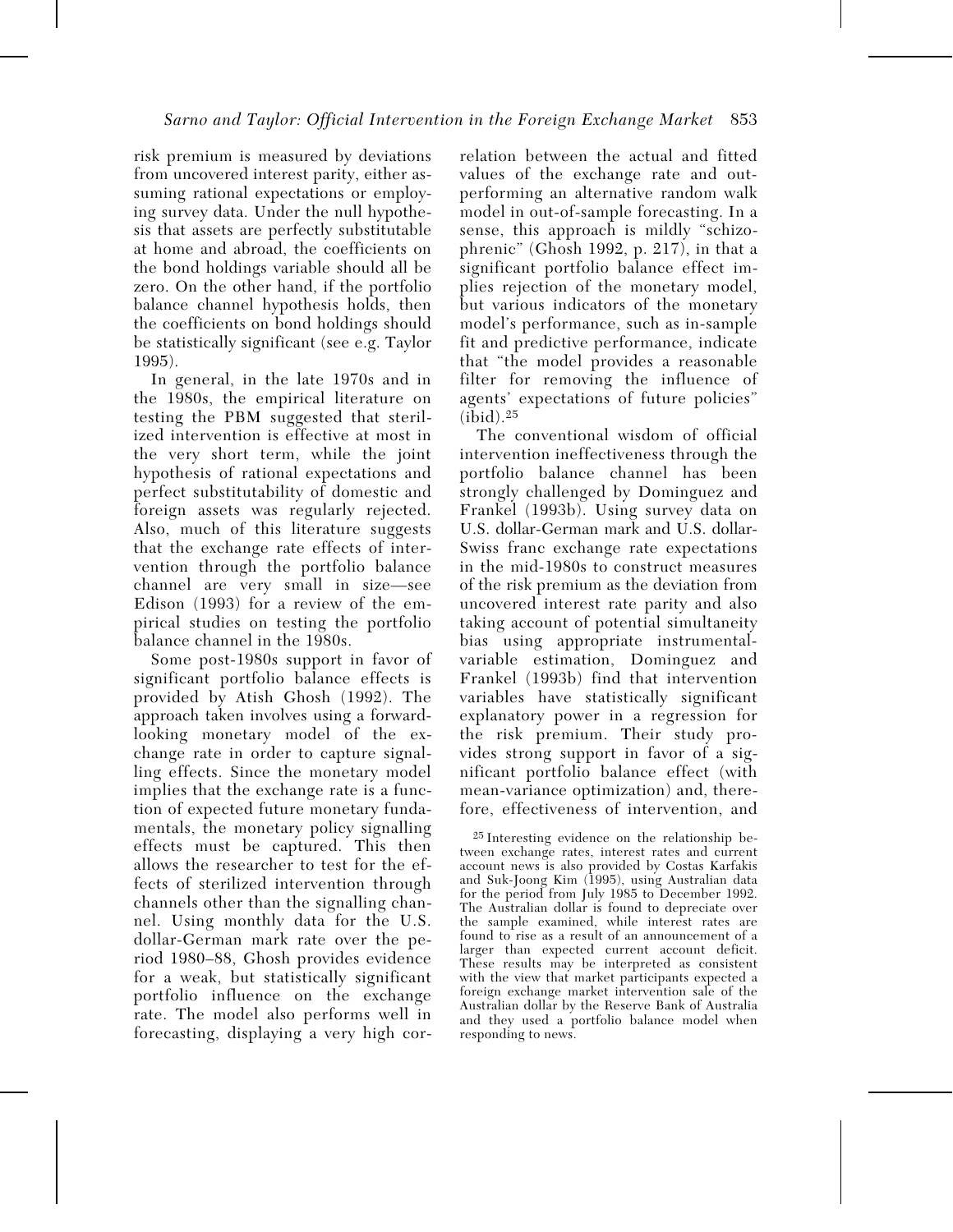risk premium is measured by deviations from uncovered interest parity, either assuming rational expectations or employing survey data. Under the null hypothesis that assets are perfectly substitutable at home and abroad, the coefficients on the bond holdings variable should all be zero. On the other hand, if the portfolio balance channel hypothesis holds, then the coefficients on bond holdings should be statistically significant (see e.g. Taylor 1995).

In general, in the late 1970s and in the 1980s, the empirical literature on testing the PBM suggested that sterilized intervention is effective at most in the very short term, while the joint hypothesis of rational expectations and perfect substitutability of domestic and foreign assets was regularly rejected. Also, much of this literature suggests that the exchange rate effects of intervention through the portfolio balance channel are very small in size—see Edison (1993) for a review of the empirical studies on testing the portfolio balance channel in the 1980s.

Some post-1980s support in favor of significant portfolio balance effects is provided by Atish Ghosh (1992). The approach taken involves using a forward-looking monetary model of the exchange rate in order to capture signalling effects. Since the monetary model implies that the exchange rate is a function of expected future monetary fundamentals, the monetary policy signalling effects must be captured. This then allows the researcher to test for the effects of sterilized intervention through channels other than the signalling channel. Using monthly data for the U.S. dollar-German mark rate over the period 1980–88, Ghosh provides evidence for a weak, but statistically significant portfolio influence on the exchange rate. The model also performs well in forecasting, displaying a very high correlation between the actual and fitted values of the exchange rate and outperforming an alternative random walk model in out-of-sample forecasting. In a sense, this approach is mildly "schizophrenic" (Ghosh 1992, p. 217), in that a significant portfolio balance effect implies rejection of the monetary model, but various indicators of the monetary model's performance, such as in-sample fit and predictive performance, indicate that "the model provides a reasonable filter for removing the influence of agents' expectations of future policies" (ibid).[25]

The conventional wisdom of official intervention ineffectiveness through the portfolio balance channel has been strongly challenged by Dominguez and Frankel (1993b). Using survey data on U.S. dollar-German mark and U.S. dollar-Swiss franc exchange rate expectations in the mid-1980s to construct measures of the risk premium as the deviation from uncovered interest rate parity and also taking account of potential simultaneity bias using appropriate instrumental-variable estimation, Dominguez and Frankel (1993b) find that intervention variables have statistically significant explanatory power in a regression for the risk premium. Their study provides strong support in favor of a significant portfolio balance effect (with mean-variance optimization) and, therefore, effectiveness of intervention, and

[25] Interesting evidence on the relationship between exchange rates, interest rates and current account news is also provided by Costas Karfakis and Suk-Joong Kim (1995), using Australian data for the period from July 1985 to December 1992. The Australian dollar is found to depreciate over the sample examined, while interest rates are found to rise as a result of an announcement of a larger than expected current account deficit. These results may be interpreted as consistent with the view that market participants expected a foreign exchange market intervention sale of the Australian dollar by the Reserve Bank of Australia and they used a portfolio balance model when responding to news.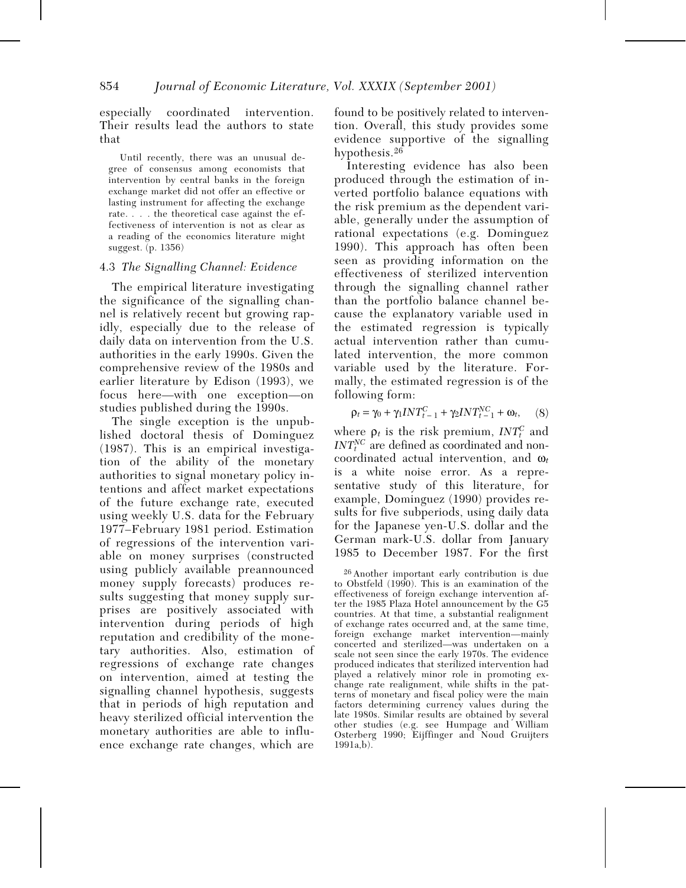especially coordinated intervention. Their results lead the authors to state that

> Until recently, there was an unusual degree of consensus among economists that intervention by central banks in the foreign exchange market did not offer an effective or lasting instrument for affecting the exchange rate. . . . the theoretical case against the effectiveness of intervention is not as clear as a reading of the economics literature might suggest. (p. 1356)

### 4.3 *The Signalling Channel: Evidence*

The empirical literature investigating the significance of the signalling channel is relatively recent but growing rapidly, especially due to the release of daily data on intervention from the U.S. authorities in the early 1990s. Given the comprehensive review of the 1980s and earlier literature by Edison (1993), we focus here—with one exception—on studies published during the 1990s.

The single exception is the unpublished doctoral thesis of Dominguez (1987). This is an empirical investigation of the ability of the monetary authorities to signal monetary policy intentions and affect market expectations of the future exchange rate, executed using weekly U.S. data for the February 1977–February 1981 period. Estimation of regressions of the intervention variable on money surprises (constructed using publicly available preannounced money supply forecasts) produces results suggesting that money supply surprises are positively associated with intervention during periods of high reputation and credibility of the monetary authorities. Also, estimation of regressions of exchange rate changes on intervention, aimed at testing the signalling channel hypothesis, suggests that in periods of high reputation and heavy sterilized official intervention the monetary authorities are able to influence exchange rate changes, which are found to be positively related to intervention. Overall, this study provides some evidence supportive of the signalling hypothesis.[26]

Interesting evidence has also been produced through the estimation of inverted portfolio balance equations with the risk premium as the dependent variable, generally under the assumption of rational expectations (e.g. Dominguez 1990). This approach has often been seen as providing information on the effectiveness of sterilized intervention through the signalling channel rather than the portfolio balance channel because the explanatory variable used in the estimated regression is typically actual intervention rather than cumulated intervention, the more common variable used by the literature. Formally, the estimated regression is of the following form:

$$\rho_t = \gamma_0 + \gamma_1 INT^C_{t-1} + \gamma_2 INT^{NC}_{t-1} + \omega_t, \quad (8)$$

where $\rho_t$ is the risk premium, $INT^C_t$ and $INT^{NC}_t$ are defined as coordinated and noncoordinated actual intervention, and $\omega_t$ is a white noise error. As a representative study of this literature, for example, Dominguez (1990) provides results for five subperiods, using daily data for the Japanese yen-U.S. dollar and the German mark-U.S. dollar from January 1985 to December 1987. For the first

[26] Another important early contribution is due to Obstfeld (1990). This is an examination of the effectiveness of foreign exchange intervention after the 1985 Plaza Hotel announcement by the G5 countries. At that time, a substantial realignment of exchange rates occurred and, at the same time, foreign exchange market intervention—mainly concerted and sterilized—was undertaken on a scale not seen since the early 1970s. The evidence produced indicates that sterilized intervention had played a relatively minor role in promoting exchange rate realignment, while shifts in the patterns of monetary and fiscal policy were the main factors determining currency values during the late 1980s. Similar results are obtained by several other studies (e.g. see Humpage and William Osterberg 1990; Eijffinger and Noud Gruijters 1991a,b).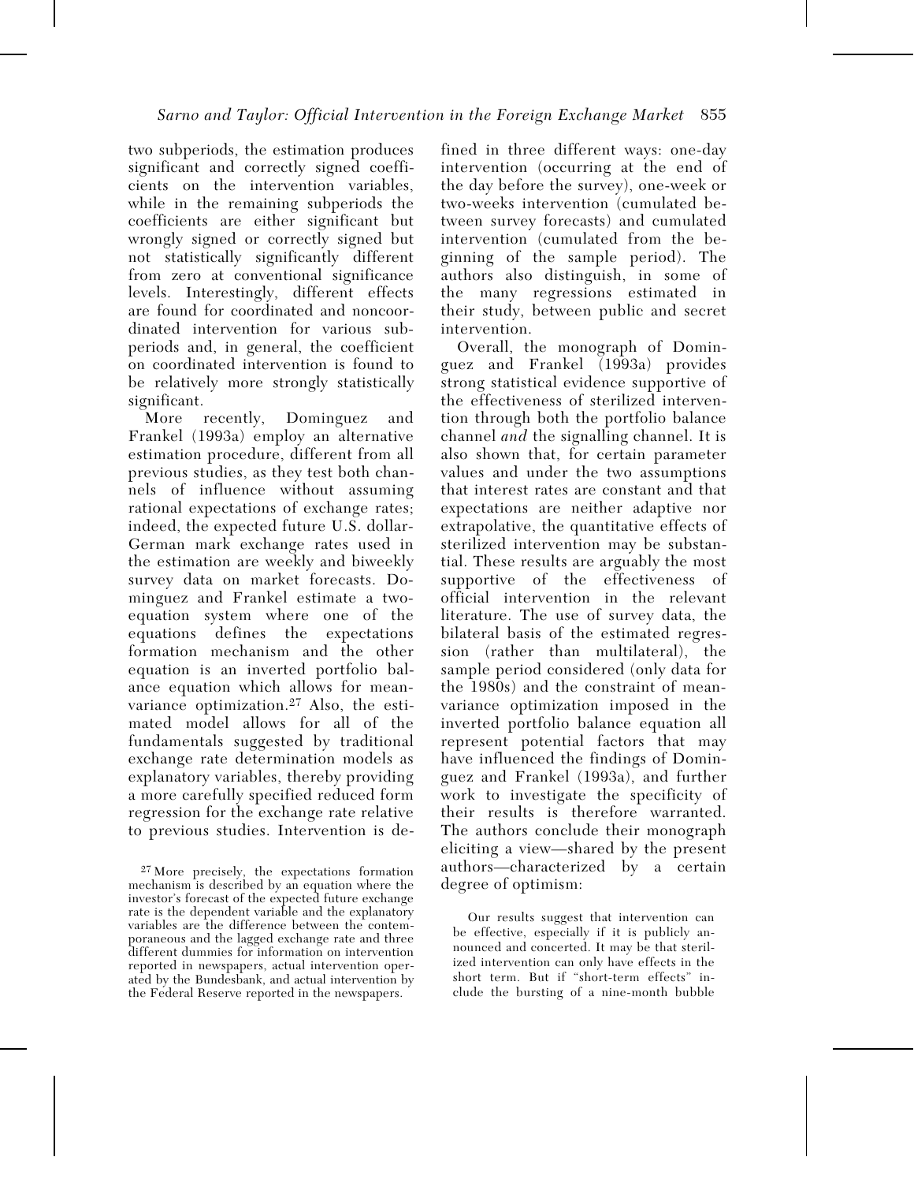two subperiods, the estimation produces significant and correctly signed coefficients on the intervention variables, while in the remaining subperiods the coefficients are either significant but wrongly signed or correctly signed but not statistically significantly different from zero at conventional significance levels. Interestingly, different effects are found for coordinated and noncoordinated intervention for various subperiods and, in general, the coefficient on coordinated intervention is found to be relatively more strongly statistically significant.

More recently, Dominguez and Frankel (1993a) employ an alternative estimation procedure, different from all previous studies, as they test both channels of influence without assuming rational expectations of exchange rates; indeed, the expected future U.S. dollar-German mark exchange rates used in the estimation are weekly and biweekly survey data on market forecasts. Dominguez and Frankel estimate a two-equation system where one of the equations defines the expectations formation mechanism and the other equation is an inverted portfolio balance equation which allows for mean-variance optimization.[27] Also, the estimated model allows for all of the fundamentals suggested by traditional exchange rate determination models as explanatory variables, thereby providing a more carefully specified reduced form regression for the exchange rate relative to previous studies. Intervention is defined in three different ways: one-day intervention (occurring at the end of the day before the survey), one-week or two-weeks intervention (cumulated between survey forecasts) and cumulated intervention (cumulated from the beginning of the sample period). The authors also distinguish, in some of the many regressions estimated in their study, between public and secret intervention.

Overall, the monograph of Dominguez and Frankel (1993a) provides strong statistical evidence supportive of the effectiveness of sterilized intervention through both the portfolio balance channel *and* the signalling channel. It is also shown that, for certain parameter values and under the two assumptions that interest rates are constant and that expectations are neither adaptive nor extrapolative, the quantitative effects of sterilized intervention may be substantial. These results are arguably the most supportive of the effectiveness of official intervention in the relevant literature. The use of survey data, the bilateral basis of the estimated regression (rather than multilateral), the sample period considered (only data for the 1980s) and the constraint of mean-variance optimization imposed in the inverted portfolio balance equation all represent potential factors that may have influenced the findings of Dominguez and Frankel (1993a), and further work to investigate the specificity of their results is therefore warranted. The authors conclude their monograph eliciting a view—shared by the present authors—characterized by a certain degree of optimism:

> Our results suggest that intervention can be effective, especially if it is publicly announced and concerted. It may be that sterilized intervention can only have effects in the short term. But if "short-term effects" include the bursting of a nine-month bubble

[27] More precisely, the expectations formation mechanism is described by an equation where the investor's forecast of the expected future exchange rate is the dependent variable and the explanatory variables are the difference between the contemporaneous and the lagged exchange rate and three different dummies for information on intervention reported in newspapers, actual intervention operated by the Bundesbank, and actual intervention by the Federal Reserve reported in the newspapers.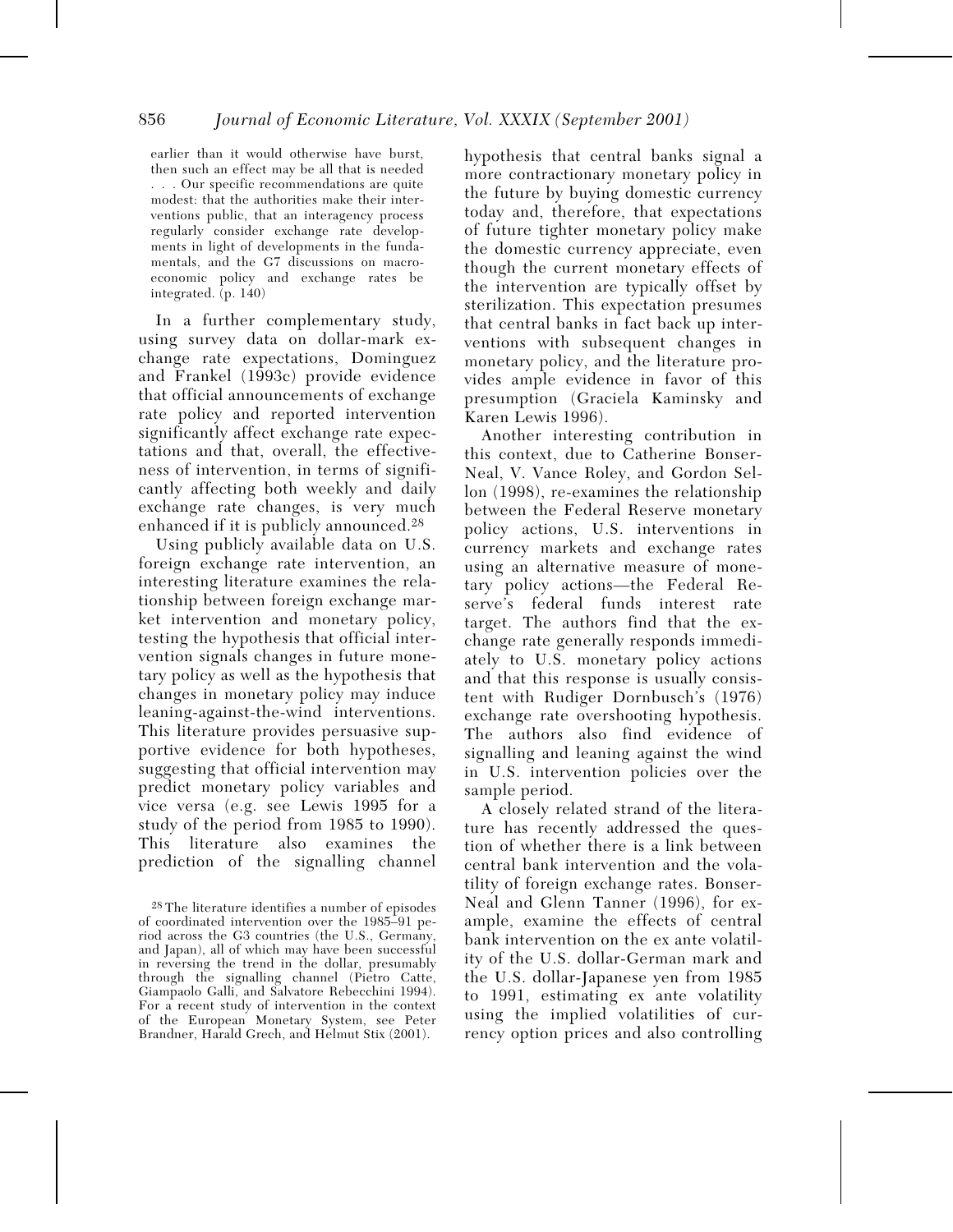> earlier than it would otherwise have burst, then such an effect may be all that is needed . . . Our specific recommendations are quite modest: that the authorities make their interventions public, that an interagency process regularly consider exchange rate developments in light of developments in the fundamentals, and the G7 discussions on macroeconomic policy and exchange rates be integrated. (p. 140)

In a further complementary study, using survey data on dollar-mark exchange rate expectations, Dominguez and Frankel (1993c) provide evidence that official announcements of exchange rate policy and reported intervention significantly affect exchange rate expectations and that, overall, the effectiveness of intervention, in terms of significantly affecting both weekly and daily exchange rate changes, is very much enhanced if it is publicly announced.[28]

Using publicly available data on U.S. foreign exchange rate intervention, an interesting literature examines the relationship between foreign exchange market intervention and monetary policy, testing the hypothesis that official intervention signals changes in future monetary policy as well as the hypothesis that changes in monetary policy may induce leaning-against-the-wind interventions. This literature provides persuasive supportive evidence for both hypotheses, suggesting that official intervention may predict monetary policy variables and vice versa (e.g. see Lewis 1995 for a study of the period from 1985 to 1990). This literature also examines the prediction of the signalling channel hypothesis that central banks signal a more contractionary monetary policy in the future by buying domestic currency today and, therefore, that expectations of future tighter monetary policy make the domestic currency appreciate, even though the current monetary effects of the intervention are typically offset by sterilization. This expectation presumes that central banks in fact back up interventions with subsequent changes in monetary policy, and the literature provides ample evidence in favor of this presumption (Graciela Kaminsky and Karen Lewis 1996).

Another interesting contribution in this context, due to Catherine Bonser-Neal, V. Vance Roley, and Gordon Sellon (1998), re-examines the relationship between the Federal Reserve monetary policy actions, U.S. interventions in currency markets and exchange rates using an alternative measure of monetary policy actions—the Federal Reserve's federal funds interest rate target. The authors find that the exchange rate generally responds immediately to U.S. monetary policy actions and that this response is usually consistent with Rudiger Dornbusch's (1976) exchange rate overshooting hypothesis. The authors also find evidence of signalling and leaning against the wind in U.S. intervention policies over the sample period.

A closely related strand of the literature has recently addressed the question of whether there is a link between central bank intervention and the volatility of foreign exchange rates. Bonser-Neal and Glenn Tanner (1996), for example, examine the effects of central bank intervention on the ex ante volatility of the U.S. dollar-German mark and the U.S. dollar-Japanese yen from 1985 to 1991, estimating ex ante volatility using the implied volatilities of currency option prices and also controlling

[28] The literature identifies a number of episodes of coordinated intervention over the 1985–91 period across the G3 countries (the U.S., Germany, and Japan), all of which may have been successful in reversing the trend in the dollar, presumably through the signalling channel (Pietro Catte, Giampaolo Galli, and Salvatore Rebecchini 1994). For a recent study of intervention in the context of the European Monetary System, see Peter Brandner, Harald Grech, and Helmut Stix (2001).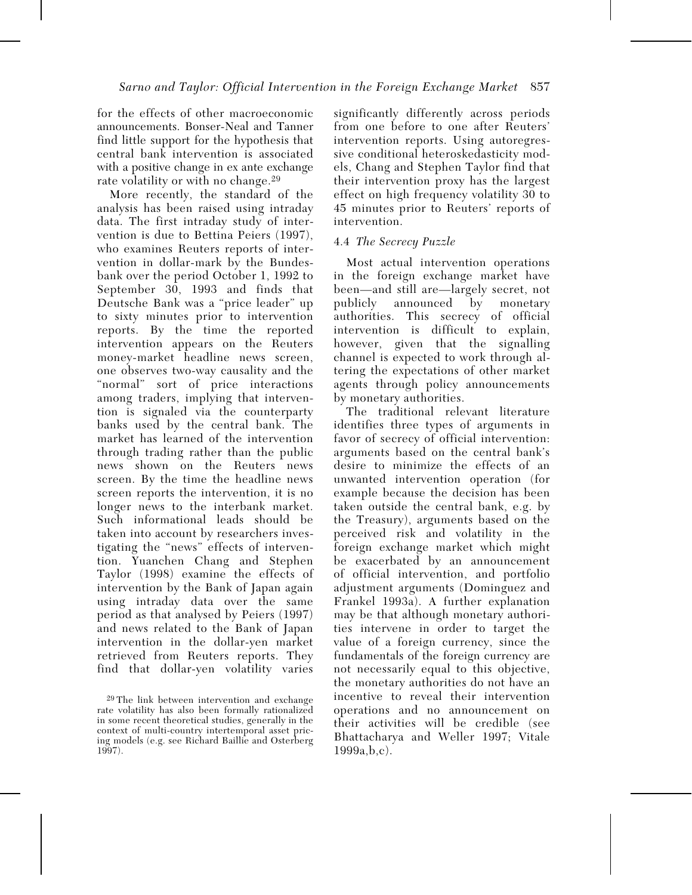for the effects of other macroeconomic announcements. Bonser-Neal and Tanner find little support for the hypothesis that central bank intervention is associated with a positive change in ex ante exchange rate volatility or with no change.[29]

More recently, the standard of the analysis has been raised using intraday data. The first intraday study of intervention is due to Bettina Peiers (1997), who examines Reuters reports of intervention in dollar-mark by the Bundesbank over the period October 1, 1992 to September 30, 1993 and finds that Deutsche Bank was a "price leader" up to sixty minutes prior to intervention reports. By the time the reported intervention appears on the Reuters money-market headline news screen, one observes two-way causality and the "normal" sort of price interactions among traders, implying that intervention is signaled via the counterparty banks used by the central bank. The market has learned of the intervention through trading rather than the public news shown on the Reuters news screen. By the time the headline news screen reports the intervention, it is no longer news to the interbank market. Such informational leads should be taken into account by researchers investigating the "news" effects of intervention. Yuanchen Chang and Stephen Taylor (1998) examine the effects of intervention by the Bank of Japan again using intraday data over the same period as that analysed by Peiers (1997) and news related to the Bank of Japan intervention in the dollar-yen market retrieved from Reuters reports. They find that dollar-yen volatility varies significantly differently across periods from one before to one after Reuters' intervention reports. Using autoregressive conditional heteroskedasticity models, Chang and Stephen Taylor find that their intervention proxy has the largest effect on high frequency volatility 30 to 45 minutes prior to Reuters' reports of intervention.

### 4.4 *The Secrecy Puzzle*

Most actual intervention operations in the foreign exchange market have been—and still are—largely secret, not publicly announced by monetary authorities. This secrecy of official intervention is difficult to explain, however, given that the signalling channel is expected to work through altering the expectations of other market agents through policy announcements by monetary authorities.

The traditional relevant literature identifies three types of arguments in favor of secrecy of official intervention: arguments based on the central bank's desire to minimize the effects of an unwanted intervention operation (for example because the decision has been taken outside the central bank, e.g. by the Treasury), arguments based on the perceived risk and volatility in the foreign exchange market which might be exacerbated by an announcement of official intervention, and portfolio adjustment arguments (Dominguez and Frankel 1993a). A further explanation may be that although monetary authorities intervene in order to target the value of a foreign currency, since the fundamentals of the foreign currency are not necessarily equal to this objective, the monetary authorities do not have an incentive to reveal their intervention operations and no announcement on their activities will be credible (see Bhattacharya and Weller 1997; Vitale 1999a,b,c).

[29] The link between intervention and exchange rate volatility has also been formally rationalized in some recent theoretical studies, generally in the context of multi-country intertemporal asset pricing models (e.g. see Richard Baillie and Osterberg 1997).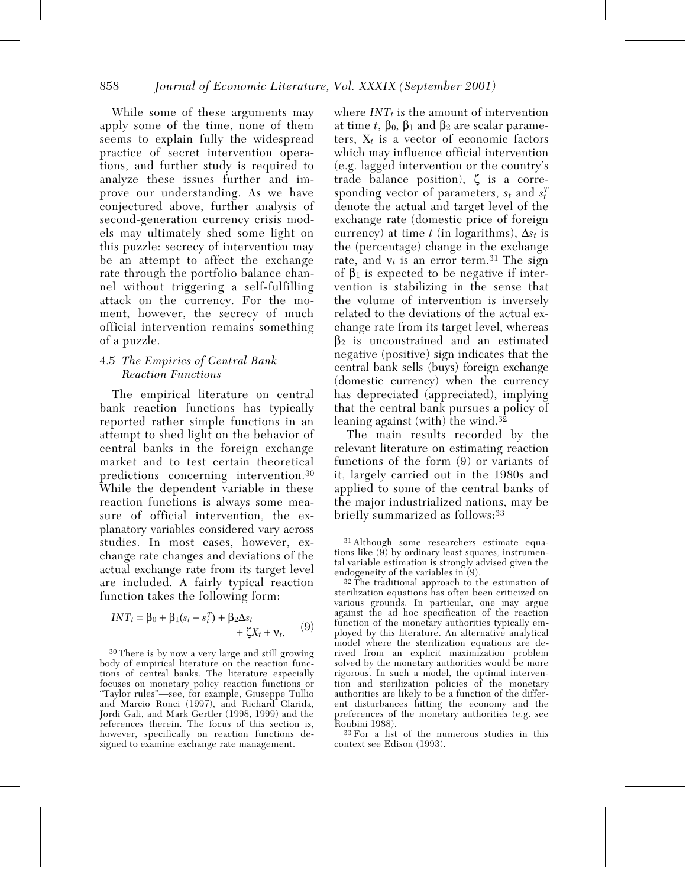While some of these arguments may apply some of the time, none of them seems to explain fully the widespread practice of secret intervention operations, and further study is required to analyze these issues further and improve our understanding. As we have conjectured above, further analysis of second-generation currency crisis models may ultimately shed some light on this puzzle: secrecy of intervention may be an attempt to affect the exchange rate through the portfolio balance channel without triggering a self-fulfilling attack on the currency. For the moment, however, the secrecy of much official intervention remains something of a puzzle.

### 4.5 *The Empirics of Central Bank Reaction Functions*

The empirical literature on central bank reaction functions has typically reported rather simple functions in an attempt to shed light on the behavior of central banks in the foreign exchange market and to test certain theoretical predictions concerning intervention.[30] While the dependent variable in these reaction functions is always some measure of official intervention, the explanatory variables considered vary across studies. In most cases, however, exchange rate changes and deviations of the actual exchange rate from its target level are included. A fairly typical reaction function takes the following form:

$$INT_t = \beta_0 + \beta_1(s_t - s_t^T) + \beta_2\Delta s_t + \zeta X_t + \nu_t, \quad (9)$$

where $INT_t$ is the amount of intervention at time $t$, $\beta_0$, $\beta_1$ and $\beta_2$ are scalar parameters, $X_t$ is a vector of economic factors which may influence official intervention (e.g. lagged intervention or the country's trade balance position), $\zeta$ is a corresponding vector of parameters, $s_t$ and $s_t^T$ denote the actual and target level of the exchange rate (domestic price of foreign currency) at time $t$ (in logarithms), $\Delta s_t$ is the (percentage) change in the exchange rate, and $\nu_t$ is an error term.[31] The sign of $\beta_1$ is expected to be negative if intervention is stabilizing in the sense that the volume of intervention is inversely related to the deviations of the actual exchange rate from its target level, whereas $\beta_2$ is unconstrained and an estimated negative (positive) sign indicates that the central bank sells (buys) foreign exchange (domestic currency) when the currency has depreciated (appreciated), implying that the central bank pursues a policy of leaning against (with) the wind.[32]

The main results recorded by the relevant literature on estimating reaction functions of the form (9) or variants of it, largely carried out in the 1980s and applied to some of the central banks of the major industrialized nations, may be briefly summarized as follows:[33]

[30] There is by now a very large and still growing body of empirical literature on the reaction functions of central banks. The literature especially focuses on monetary policy reaction functions or "Taylor rules"—see, for example, Giuseppe Tullio and Marcio Ronci (1997), and Richard Clarida, Jordi Gali, and Mark Gertler (1998, 1999) and the references therein. The focus of this section is, however, specifically on reaction functions designed to examine exchange rate management.

[31] Although some researchers estimate equations like (9) by ordinary least squares, instrumental variable estimation is strongly advised given the endogeneity of the variables in (9).

[32] The traditional approach to the estimation of sterilization equations has often been criticized on various grounds. In particular, one may argue against the ad hoc specification of the reaction function of the monetary authorities typically employed by this literature. An alternative analytical model where the sterilization equations are derived from an explicit maximization problem solved by the monetary authorities would be more rigorous. In such a model, the optimal intervention and sterilization policies of the monetary authorities are likely to be a function of the different disturbances hitting the economy and the preferences of the monetary authorities (e.g. see Roubini 1988).

[33] For a list of the numerous studies in this context see Edison (1993).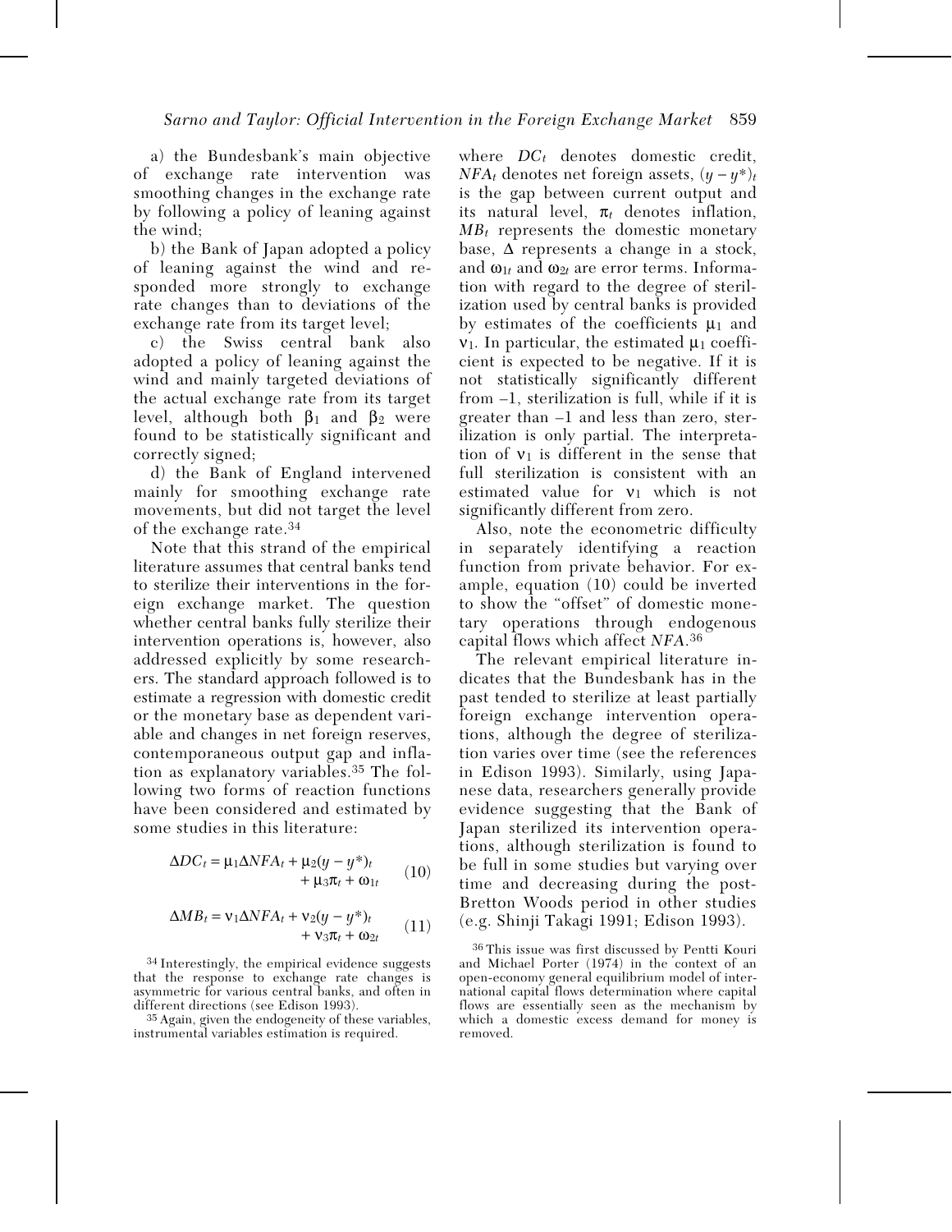a) the Bundesbank's main objective of exchange rate intervention was smoothing changes in the exchange rate by following a policy of leaning against the wind;

b) the Bank of Japan adopted a policy of leaning against the wind and responded more strongly to exchange rate changes than to deviations of the exchange rate from its target level;

c) the Swiss central bank also adopted a policy of leaning against the wind and mainly targeted deviations of the actual exchange rate from its target level, although both $\beta_1$ and $\beta_2$ were found to be statistically significant and correctly signed;

d) the Bank of England intervened mainly for smoothing exchange rate movements, but did not target the level of the exchange rate.[34]

Note that this strand of the empirical literature assumes that central banks tend to sterilize their interventions in the foreign exchange market. The question whether central banks fully sterilize their intervention operations is, however, also addressed explicitly by some researchers. The standard approach followed is to estimate a regression with domestic credit or the monetary base as dependent variable and changes in net foreign reserves, contemporaneous output gap and inflation as explanatory variables.[35] The following two forms of reaction functions have been considered and estimated by some studies in this literature:

$$\Delta DC_t = \mu_1 \Delta NFA_t + \mu_2 (y - y^*)_t + \mu_3 \pi_t + \omega_{1t} \qquad (10)$$

$$\Delta MB_t = \nu_1 \Delta NFA_t + \nu_2 (y - y^*)_t + \nu_3 \pi_t + \omega_{2t} \qquad (11)$$

where $DC_t$ denotes domestic credit, $NFA_t$ denotes net foreign assets, $(y - y^*)_t$ is the gap between current output and its natural level, $\pi_t$ denotes inflation, $MB_t$ represents the domestic monetary base, $\Delta$ represents a change in a stock, and $\omega_{1t}$ and $\omega_{2t}$ are error terms. Information with regard to the degree of sterilization used by central banks is provided by estimates of the coefficients $\mu_1$ and $\nu_1$. In particular, the estimated $\mu_1$ coefficient is expected to be negative. If it is not statistically significantly different from –1, sterilization is full, while if it is greater than –1 and less than zero, sterilization is only partial. The interpretation of $\nu_1$ is different in the sense that full sterilization is consistent with an estimated value for $\nu_1$ which is not significantly different from zero.

Also, note the econometric difficulty in separately identifying a reaction function from private behavior. For example, equation (10) could be inverted to show the "offset" of domestic monetary operations through endogenous capital flows which affect *NFA*.[36]

The relevant empirical literature indicates that the Bundesbank has in the past tended to sterilize at least partially foreign exchange intervention operations, although the degree of sterilization varies over time (see the references in Edison 1993). Similarly, using Japanese data, researchers generally provide evidence suggesting that the Bank of Japan sterilized its intervention operations, although sterilization is found to be full in some studies but varying over time and decreasing during the post-Bretton Woods period in other studies (e.g. Shinji Takagi 1991; Edison 1993).

[34] Interestingly, the empirical evidence suggests that the response to exchange rate changes is asymmetric for various central banks, and often in different directions (see Edison 1993).

[35] Again, given the endogeneity of these variables, instrumental variables estimation is required.

[36] This issue was first discussed by Pentti Kouri and Michael Porter (1974) in the context of an open-economy general equilibrium model of international capital flows determination where capital flows are essentially seen as the mechanism by which a domestic excess demand for money is removed.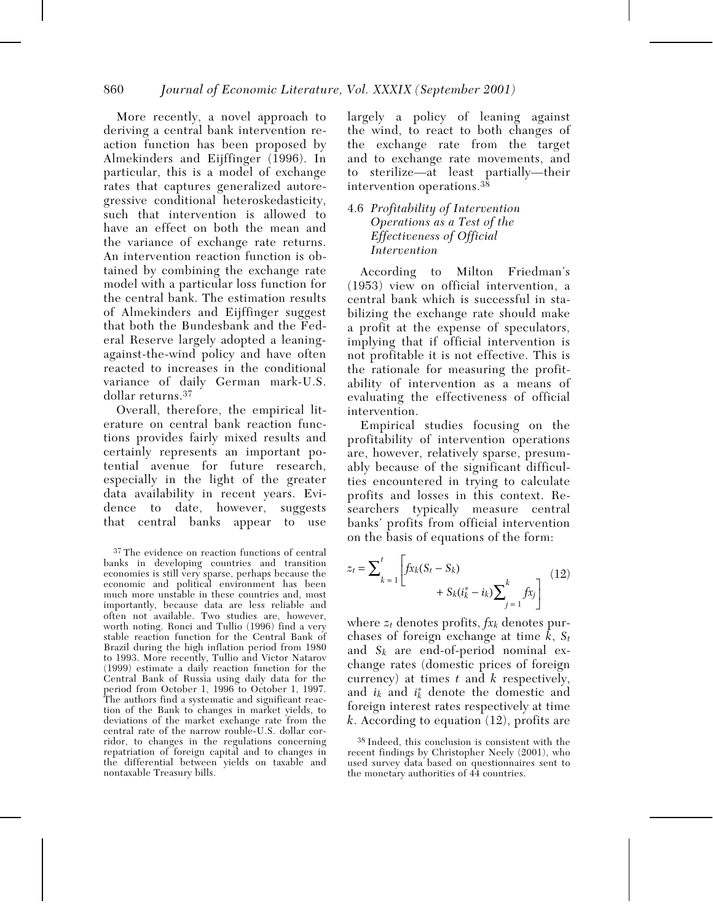More recently, a novel approach to deriving a central bank intervention reaction function has been proposed by Almekinders and Eijffinger (1996). In particular, this is a model of exchange rates that captures generalized autoregressive conditional heteroskedasticity, such that intervention is allowed to have an effect on both the mean and the variance of exchange rate returns. An intervention reaction function is obtained by combining the exchange rate model with a particular loss function for the central bank. The estimation results of Almekinders and Eijffinger suggest that both the Bundesbank and the Federal Reserve largely adopted a leaning-against-the-wind policy and have often reacted to increases in the conditional variance of daily German mark-U.S. dollar returns.[37]

Overall, therefore, the empirical literature on central bank reaction functions provides fairly mixed results and certainly represents an important potential avenue for future research, especially in the light of the greater data availability in recent years. Evidence to date, however, suggests that central banks appear to use largely a policy of leaning against the wind, to react to both changes of the exchange rate from the target and to exchange rate movements, and to sterilize—at least partially—their intervention operations.[38]

### 4.6 *Profitability of Intervention Operations as a Test of the Effectiveness of Official Intervention*

According to Milton Friedman's (1953) view on official intervention, a central bank which is successful in stabilizing the exchange rate should make a profit at the expense of speculators, implying that if official intervention is not profitable it is not effective. This is the rationale for measuring the profitability of intervention as a means of evaluating the effectiveness of official intervention.

Empirical studies focusing on the profitability of intervention operations are, however, relatively sparse, presumably because of the significant difficulties encountered in trying to calculate profits and losses in this context. Researchers typically measure central banks' profits from official intervention on the basis of equations of the form:

$$z_t = \sum_{k=1}^{t} \left[ fx_k(S_t - S_k) + S_k(i_k^* - i_k)\sum_{j=1}^{k} fx_j \right] \quad (12)$$

where $z_t$ denotes profits, $fx_k$ denotes purchases of foreign exchange at time $k$, $S_t$ and $S_k$ are end-of-period nominal exchange rates (domestic prices of foreign currency) at times $t$ and $k$ respectively, and $i_k$ and $i_k^*$ denote the domestic and foreign interest rates respectively at time $k$. According to equation (12), profits are

[37] The evidence on reaction functions of central banks in developing countries and transition economies is still very sparse, perhaps because the economic and political environment has been much more unstable in these countries and, most importantly, because data are less reliable and often not available. Two studies are, however, worth noting. Ronci and Tullio (1996) find a very stable reaction function for the Central Bank of Brazil during the high inflation period from 1980 to 1993. More recently, Tullio and Victor Natarov (1999) estimate a daily reaction function for the Central Bank of Russia using daily data for the period from October 1, 1996 to October 1, 1997. The authors find a systematic and significant reaction of the Bank to changes in market yields, to deviations of the market exchange rate from the central rate of the narrow rouble-U.S. dollar corridor, to changes in the regulations concerning repatriation of foreign capital and to changes in the differential between yields on taxable and nontaxable Treasury bills.

[38] Indeed, this conclusion is consistent with the recent findings by Christopher Neely (2001), who used survey data based on questionnaires sent to the monetary authorities of 44 countries.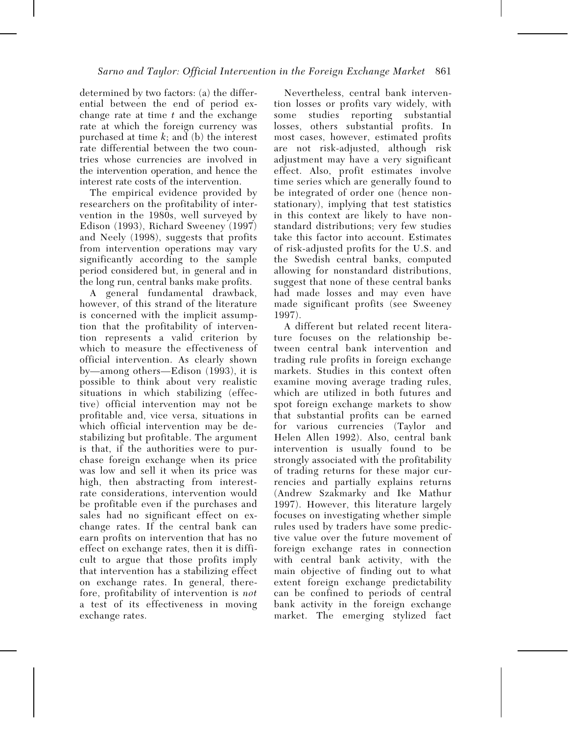determined by two factors: (a) the differential between the end of period exchange rate at time $t$ and the exchange rate at which the foreign currency was purchased at time $k$; and (b) the interest rate differential between the two countries whose currencies are involved in the intervention operation, and hence the interest rate costs of the intervention.

The empirical evidence provided by researchers on the profitability of intervention in the 1980s, well surveyed by Edison (1993), Richard Sweeney (1997) and Neely (1998), suggests that profits from intervention operations may vary significantly according to the sample period considered but, in general and in the long run, central banks make profits.

A general fundamental drawback, however, of this strand of the literature is concerned with the implicit assumption that the profitability of intervention represents a valid criterion by which to measure the effectiveness of official intervention. As clearly shown by—among others—Edison (1993), it is possible to think about very realistic situations in which stabilizing (effective) official intervention may not be profitable and, vice versa, situations in which official intervention may be destabilizing but profitable. The argument is that, if the authorities were to purchase foreign exchange when its price was low and sell it when its price was high, then abstracting from interest-rate considerations, intervention would be profitable even if the purchases and sales had no significant effect on exchange rates. If the central bank can earn profits on intervention that has no effect on exchange rates, then it is difficult to argue that those profits imply that intervention has a stabilizing effect on exchange rates. In general, therefore, profitability of intervention is *not* a test of its effectiveness in moving exchange rates.

Nevertheless, central bank intervention losses or profits vary widely, with some studies reporting substantial losses, others substantial profits. In most cases, however, estimated profits are not risk-adjusted, although risk adjustment may have a very significant effect. Also, profit estimates involve time series which are generally found to be integrated of order one (hence nonstationary), implying that test statistics in this context are likely to have nonstandard distributions; very few studies take this factor into account. Estimates of risk-adjusted profits for the U.S. and the Swedish central banks, computed allowing for nonstandard distributions, suggest that none of these central banks had made losses and may even have made significant profits (see Sweeney 1997).

A different but related recent literature focuses on the relationship between central bank intervention and trading rule profits in foreign exchange markets. Studies in this context often examine moving average trading rules, which are utilized in both futures and spot foreign exchange markets to show that substantial profits can be earned for various currencies (Taylor and Helen Allen 1992). Also, central bank intervention is usually found to be strongly associated with the profitability of trading returns for these major currencies and partially explains returns (Andrew Szakmarky and Ike Mathur 1997). However, this literature largely focuses on investigating whether simple rules used by traders have some predictive value over the future movement of foreign exchange rates in connection with central bank activity, with the main objective of finding out to what extent foreign exchange predictability can be confined to periods of central bank activity in the foreign exchange market. The emerging stylized fact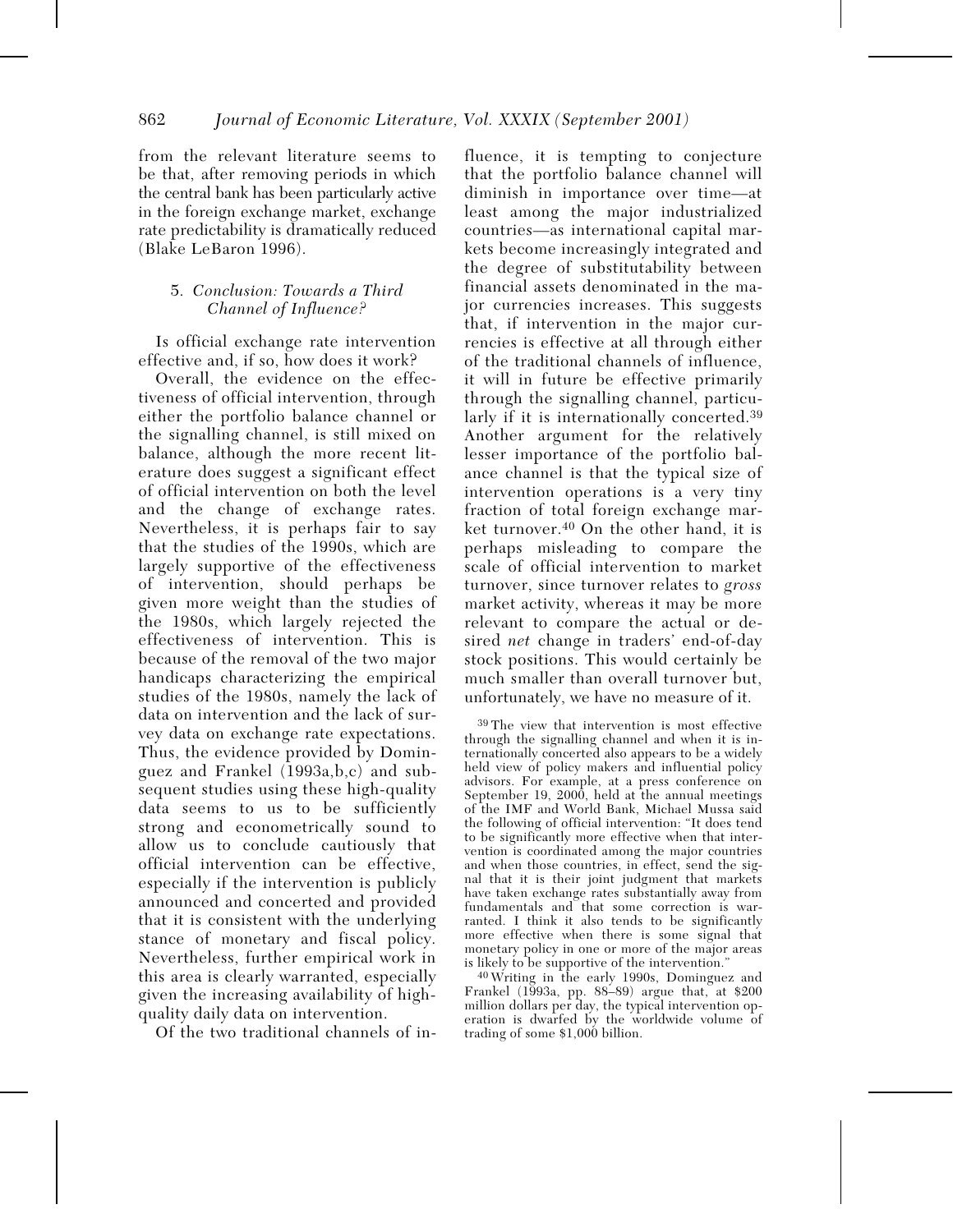from the relevant literature seems to be that, after removing periods in which the central bank has been particularly active in the foreign exchange market, exchange rate predictability is dramatically reduced (Blake LeBaron 1996).

## 5. *Conclusion: Towards a Third Channel of Influence?*

Is official exchange rate intervention effective and, if so, how does it work?

Overall, the evidence on the effectiveness of official intervention, through either the portfolio balance channel or the signalling channel, is still mixed on balance, although the more recent literature does suggest a significant effect of official intervention on both the level and the change of exchange rates. Nevertheless, it is perhaps fair to say that the studies of the 1990s, which are largely supportive of the effectiveness of intervention, should perhaps be given more weight than the studies of the 1980s, which largely rejected the effectiveness of intervention. This is because of the removal of the two major handicaps characterizing the empirical studies of the 1980s, namely the lack of data on intervention and the lack of survey data on exchange rate expectations. Thus, the evidence provided by Dominguez and Frankel (1993a,b,c) and subsequent studies using these high-quality data seems to us to be sufficiently strong and econometrically sound to allow us to conclude cautiously that official intervention can be effective, especially if the intervention is publicly announced and concerted and provided that it is consistent with the underlying stance of monetary and fiscal policy. Nevertheless, further empirical work in this area is clearly warranted, especially given the increasing availability of high-quality daily data on intervention.

Of the two traditional channels of influence, it is tempting to conjecture that the portfolio balance channel will diminish in importance over time—at least among the major industrialized countries—as international capital markets become increasingly integrated and the degree of substitutability between financial assets denominated in the major currencies increases. This suggests that, if intervention in the major currencies is effective at all through either of the traditional channels of influence, it will in future be effective primarily through the signalling channel, particularly if it is internationally concerted.[39] Another argument for the relatively lesser importance of the portfolio balance channel is that the typical size of intervention operations is a very tiny fraction of total foreign exchange market turnover.[40] On the other hand, it is perhaps misleading to compare the scale of official intervention to market turnover, since turnover relates to *gross* market activity, whereas it may be more relevant to compare the actual or desired *net* change in traders' end-of-day stock positions. This would certainly be much smaller than overall turnover but, unfortunately, we have no measure of it.

[39] The view that intervention is most effective through the signalling channel and when it is internationally concerted also appears to be a widely held view of policy makers and influential policy advisors. For example, at a press conference on September 19, 2000, held at the annual meetings of the IMF and World Bank, Michael Mussa said the following of official intervention: "It does tend to be significantly more effective when that intervention is coordinated among the major countries and when those countries, in effect, send the signal that it is their joint judgment that markets have taken exchange rates substantially away from fundamentals and that some correction is warranted. I think it also tends to be significantly more effective when there is some signal that monetary policy in one or more of the major areas is likely to be supportive of the intervention."

[40] Writing in the early 1990s, Dominguez and Frankel (1993a, pp. 88–89) argue that, at $200 million dollars per day, the typical intervention operation is dwarfed by the worldwide volume of trading of some $1,000 billion.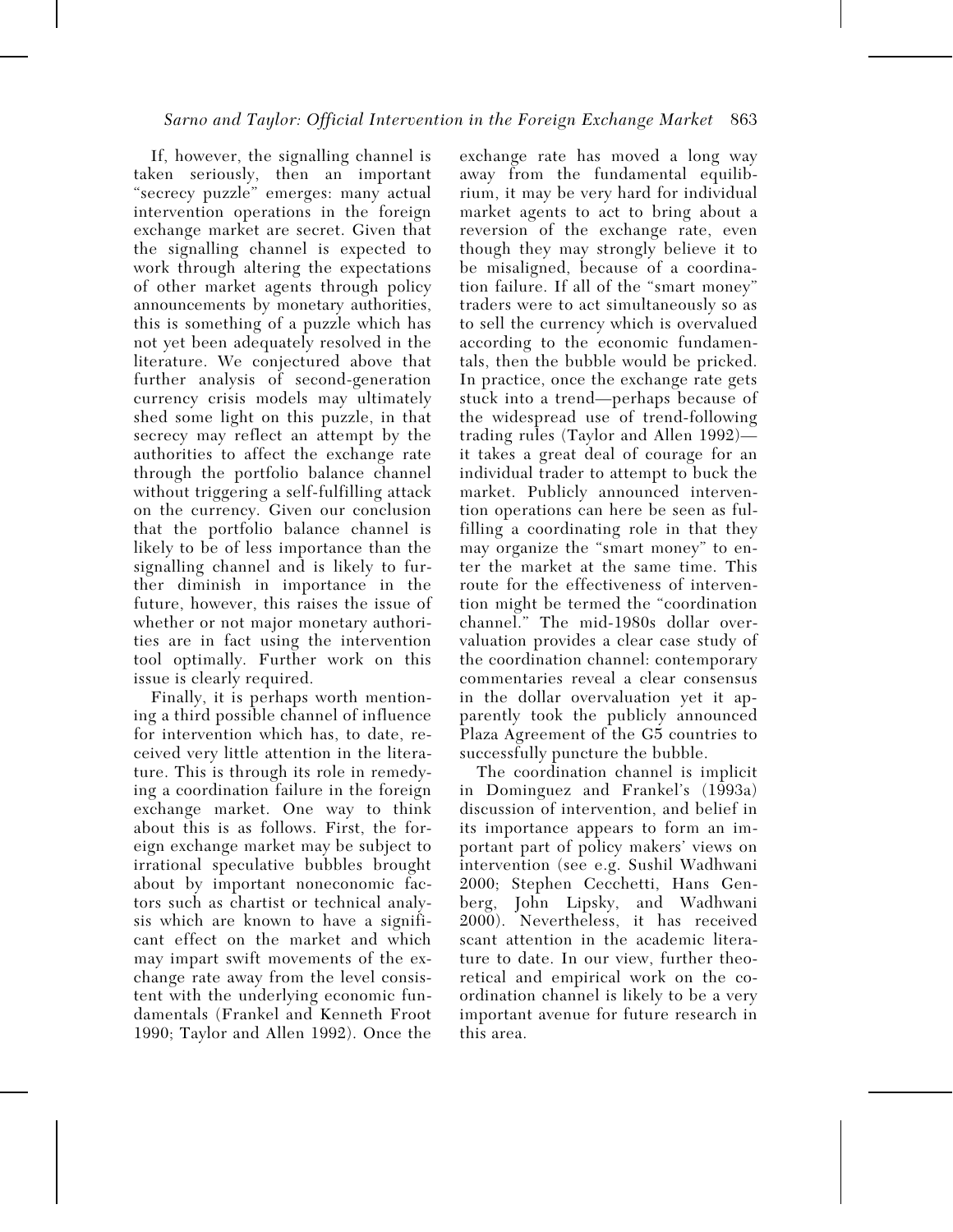If, however, the signalling channel is taken seriously, then an important "secrecy puzzle" emerges: many actual intervention operations in the foreign exchange market are secret. Given that the signalling channel is expected to work through altering the expectations of other market agents through policy announcements by monetary authorities, this is something of a puzzle which has not yet been adequately resolved in the literature. We conjectured above that further analysis of second-generation currency crisis models may ultimately shed some light on this puzzle, in that secrecy may reflect an attempt by the authorities to affect the exchange rate through the portfolio balance channel without triggering a self-fulfilling attack on the currency. Given our conclusion that the portfolio balance channel is likely to be of less importance than the signalling channel and is likely to further diminish in importance in the future, however, this raises the issue of whether or not major monetary authorities are in fact using the intervention tool optimally. Further work on this issue is clearly required.

Finally, it is perhaps worth mentioning a third possible channel of influence for intervention which has, to date, received very little attention in the literature. This is through its role in remedying a coordination failure in the foreign exchange market. One way to think about this is as follows. First, the foreign exchange market may be subject to irrational speculative bubbles brought about by important noneconomic factors such as chartist or technical analysis which are known to have a significant effect on the market and which may impart swift movements of the exchange rate away from the level consistent with the underlying economic fundamentals (Frankel and Kenneth Froot 1990; Taylor and Allen 1992). Once the exchange rate has moved a long way away from the fundamental equilibrium, it may be very hard for individual market agents to act to bring about a reversion of the exchange rate, even though they may strongly believe it to be misaligned, because of a coordination failure. If all of the "smart money" traders were to act simultaneously so as to sell the currency which is overvalued according to the economic fundamentals, then the bubble would be pricked. In practice, once the exchange rate gets stuck into a trend—perhaps because of the widespread use of trend-following trading rules (Taylor and Allen 1992)—it takes a great deal of courage for an individual trader to attempt to buck the market. Publicly announced intervention operations can here be seen as fulfilling a coordinating role in that they may organize the "smart money" to enter the market at the same time. This route for the effectiveness of intervention might be termed the "coordination channel." The mid-1980s dollar overvaluation provides a clear case study of the coordination channel: contemporary commentaries reveal a clear consensus in the dollar overvaluation yet it apparently took the publicly announced Plaza Agreement of the G5 countries to successfully puncture the bubble.

The coordination channel is implicit in Dominguez and Frankel's (1993a) discussion of intervention, and belief in its importance appears to form an important part of policy makers' views on intervention (see e.g. Sushil Wadhwani 2000; Stephen Cecchetti, Hans Genberg, John Lipsky, and Wadhwani 2000). Nevertheless, it has received scant attention in the academic literature to date. In our view, further theoretical and empirical work on the coordination channel is likely to be a very important avenue for future research in this area.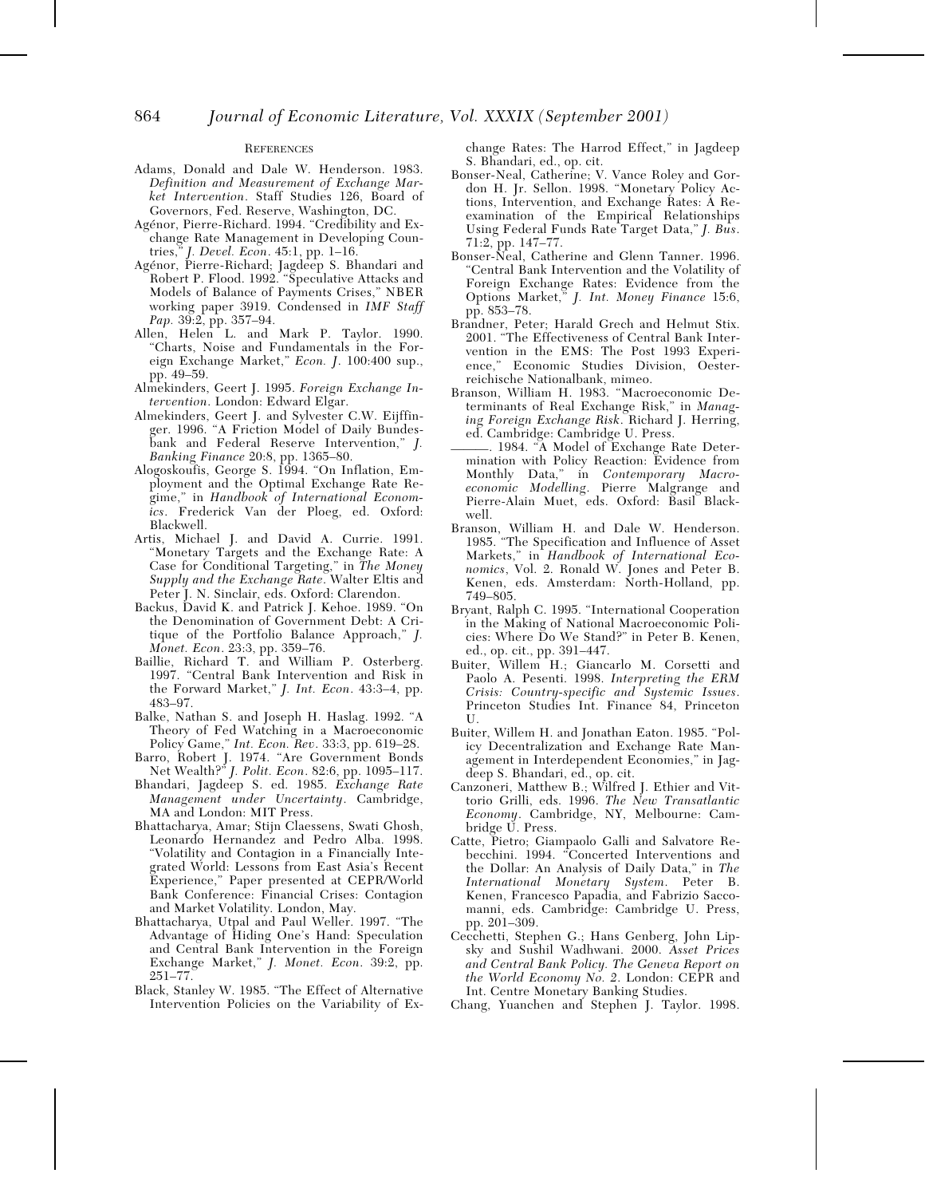## References

Adams, Donald and Dale W. Henderson. 1983. *Definition and Measurement of Exchange Market Intervention*. Staff Studies 126, Board of Governors, Fed. Reserve, Washington, DC.

Agénor, Pierre-Richard. 1994. "Credibility and Exchange Rate Management in Developing Countries," *J. Devel. Econ*. 45:1, pp. 1–16.

Agénor, Pierre-Richard; Jagdeep S. Bhandari and Robert P. Flood. 1992. "Speculative Attacks and Models of Balance of Payments Crises," NBER working paper 3919. Condensed in *IMF Staff Pap.* 39:2, pp. 357–94.

Allen, Helen L. and Mark P. Taylor. 1990. "Charts, Noise and Fundamentals in the Foreign Exchange Market," *Econ. J*. 100:400 sup., pp. 49–59.

Almekinders, Geert J. 1995. *Foreign Exchange Intervention*. London: Edward Elgar.

Almekinders, Geert J. and Sylvester C.W. Eijffinger. 1996. "A Friction Model of Daily Bundesbank and Federal Reserve Intervention," *J. Banking Finance* 20:8, pp. 1365–80.

Alogoskoufis, George S. 1994. "On Inflation, Employment and the Optimal Exchange Rate Regime," in *Handbook of International Economics*. Frederick Van der Ploeg, ed. Oxford: Blackwell.

Artis, Michael J. and David A. Currie. 1991. "Monetary Targets and the Exchange Rate: A Case for Conditional Targeting," in *The Money Supply and the Exchange Rate*. Walter Eltis and Peter J. N. Sinclair, eds. Oxford: Clarendon.

Backus, David K. and Patrick J. Kehoe. 1989. "On the Denomination of Government Debt: A Critique of the Portfolio Balance Approach," *J. Monet. Econ*. 23:3, pp. 359–76.

Baillie, Richard T. and William P. Osterberg. 1997. "Central Bank Intervention and Risk in the Forward Market," *J. Int. Econ*. 43:3–4, pp. 483–97.

Balke, Nathan S. and Joseph H. Haslag. 1992. "A Theory of Fed Watching in a Macroeconomic Policy Game," *Int. Econ. Rev*. 33:3, pp. 619–28.

Barro, Robert J. 1974. "Are Government Bonds Net Wealth?" *J. Polit. Econ*. 82:6, pp. 1095–117.

Bhandari, Jagdeep S. ed. 1985. *Exchange Rate Management under Uncertainty*. Cambridge, MA and London: MIT Press.

Bhattacharya, Amar; Stijn Claessens, Swati Ghosh, Leonardo Hernandez and Pedro Alba. 1998. "Volatility and Contagion in a Financially Integrated World: Lessons from East Asia's Recent Experience," Paper presented at CEPR/World Bank Conference: Financial Crises: Contagion and Market Volatility. London, May.

Bhattacharya, Utpal and Paul Weller. 1997. "The Advantage of Hiding One's Hand: Speculation and Central Bank Intervention in the Foreign Exchange Market," *J. Monet. Econ*. 39:2, pp. 251–77.

Black, Stanley W. 1985. "The Effect of Alternative Intervention Policies on the Variability of Exchange Rates: The Harrod Effect," in Jagdeep S. Bhandari, ed., op. cit.

Bonser-Neal, Catherine; V. Vance Roley and Gordon H. Jr. Sellon. 1998. "Monetary Policy Actions, Intervention, and Exchange Rates: A Reexamination of the Empirical Relationships Using Federal Funds Rate Target Data," *J. Bus*. 71:2, pp. 147–77.

Bonser-Neal, Catherine and Glenn Tanner. 1996. "Central Bank Intervention and the Volatility of Foreign Exchange Rates: Evidence from the Options Market," *J. Int. Money Finance* 15:6, pp. 853–78.

Brandner, Peter; Harald Grech and Helmut Stix. 2001. "The Effectiveness of Central Bank Intervention in the EMS: The Post 1993 Experience," Economic Studies Division, Oesterreichische Nationalbank, mimeo.

Branson, William H. 1983. "Macroeconomic Determinants of Real Exchange Risk," in *Managing Foreign Exchange Risk*. Richard J. Herring, ed. Cambridge: Cambridge U. Press.

———. 1984. "A Model of Exchange Rate Determination with Policy Reaction: Evidence from Monthly Data," in *Contemporary Macroeconomic Modelling*. Pierre Malgrange and Pierre-Alain Muet, eds. Oxford: Basil Blackwell.

Branson, William H. and Dale W. Henderson. 1985. "The Specification and Influence of Asset Markets," in *Handbook of International Economics*, Vol. 2. Ronald W. Jones and Peter B. Kenen, eds. Amsterdam: North-Holland, pp. 749–805.

Bryant, Ralph C. 1995. "International Cooperation in the Making of National Macroeconomic Policies: Where Do We Stand?" in Peter B. Kenen, ed., op. cit., pp. 391–447.

Buiter, Willem H.; Giancarlo M. Corsetti and Paolo A. Pesenti. 1998. *Interpreting the ERM Crisis: Country-specific and Systemic Issues*. Princeton Studies Int. Finance 84, Princeton U.

Buiter, Willem H. and Jonathan Eaton. 1985. "Policy Decentralization and Exchange Rate Management in Interdependent Economies," in Jagdeep S. Bhandari, ed., op. cit.

Canzoneri, Matthew B.; Wilfred J. Ethier and Vittorio Grilli, eds. 1996. *The New Transatlantic Economy*. Cambridge, NY, Melbourne: Cambridge U. Press.

Catte, Pietro; Giampaolo Galli and Salvatore Rebecchini. 1994. "Concerted Interventions and the Dollar: An Analysis of Daily Data," in *The International Monetary System*. Peter B. Kenen, Francesco Papadia, and Fabrizio Saccomanni, eds. Cambridge: Cambridge U. Press, pp. 201–309.

Cecchetti, Stephen G.; Hans Genberg, John Lipsky and Sushil Wadhwani. 2000. *Asset Prices and Central Bank Policy. The Geneva Report on the World Economy No. 2*. London: CEPR and Int. Centre Monetary Banking Studies.

Chang, Yuanchen and Stephen J. Taylor. 1998.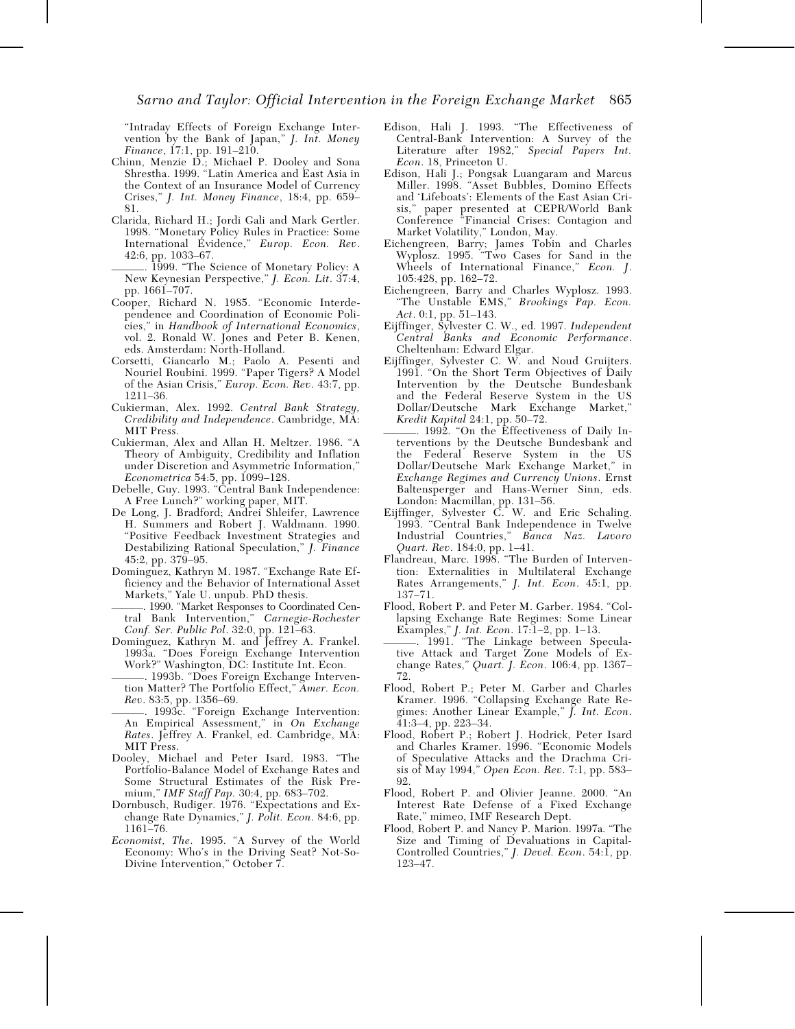"Intraday Effects of Foreign Exchange Intervention by the Bank of Japan," *J. Int. Money Finance*, 17:1, pp. 191–210.

Chinn, Menzie D.; Michael P. Dooley and Sona Shrestha. 1999. "Latin America and East Asia in the Context of an Insurance Model of Currency Crises," *J. Int. Money Finance*, 18:4, pp. 659–81.

Clarida, Richard H.; Jordi Gali and Mark Gertler. 1998. "Monetary Policy Rules in Practice: Some International Evidence," *Europ. Econ. Rev*. 42:6, pp. 1033–67.

———. 1999. "The Science of Monetary Policy: A New Keynesian Perspective," *J. Econ. Lit*. 37:4, pp. 1661–707.

Cooper, Richard N. 1985. "Economic Interdependence and Coordination of Economic Policies," in *Handbook of International Economics*, vol. 2. Ronald W. Jones and Peter B. Kenen, eds. Amsterdam: North-Holland.

Corsetti, Giancarlo M.; Paolo A. Pesenti and Nouriel Roubini. 1999. "Paper Tigers? A Model of the Asian Crisis," *Europ. Econ. Rev*. 43:7, pp. 1211–36.

Cukierman, Alex. 1992. *Central Bank Strategy, Credibility and Independence*. Cambridge, MA: MIT Press.

Cukierman, Alex and Allan H. Meltzer. 1986. "A Theory of Ambiguity, Credibility and Inflation under Discretion and Asymmetric Information," *Econometrica* 54:5, pp. 1099–128.

Debelle, Guy. 1993. "Central Bank Independence: A Free Lunch?" working paper, MIT.

De Long, J. Bradford; Andrei Shleifer, Lawrence H. Summers and Robert J. Waldmann. 1990. "Positive Feedback Investment Strategies and Destabilizing Rational Speculation," *J. Finance* 45:2, pp. 379–95.

Dominguez, Kathryn M. 1987. "Exchange Rate Efficiency and the Behavior of International Asset Markets," Yale U. unpub. PhD thesis.

———. 1990. "Market Responses to Coordinated Central Bank Intervention," *Carnegie-Rochester Conf. Ser. Public Pol*. 32:0, pp. 121–63.

Dominguez, Kathryn M. and Jeffrey A. Frankel. 1993a. "Does Foreign Exchange Intervention Work?" Washington, DC: Institute Int. Econ.

———. 1993b. "Does Foreign Exchange Intervention Matter? The Portfolio Effect," *Amer. Econ. Rev*. 83:5, pp. 1356–69.

———. 1993c. "Foreign Exchange Intervention: An Empirical Assessment," in *On Exchange Rates*. Jeffrey A. Frankel, ed. Cambridge, MA: MIT Press.

Dooley, Michael and Peter Isard. 1983. "The Portfolio-Balance Model of Exchange Rates and Some Structural Estimates of the Risk Premium," *IMF Staff Pap*. 30:4, pp. 683–702.

Dornbusch, Rudiger. 1976. "Expectations and Exchange Rate Dynamics," *J. Polit. Econ*. 84:6, pp. 1161–76.

*Economist, The*. 1995. "A Survey of the World Economy: Who's in the Driving Seat? Not-So-Divine Intervention," October 7.

Edison, Hali J. 1993. "The Effectiveness of Central-Bank Intervention: A Survey of the Literature after 1982," *Special Papers Int. Econ*. 18, Princeton U.

Edison, Hali J.; Pongsak Luangaram and Marcus Miller. 1998. "Asset Bubbles, Domino Effects and 'Lifeboats': Elements of the East Asian Crisis," paper presented at CEPR/World Bank Conference "Financial Crises: Contagion and Market Volatility," London, May.

Eichengreen, Barry; James Tobin and Charles Wyplosz. 1995. "Two Cases for Sand in the Wheels of International Finance," *Econ. J*. 105:428, pp. 162–72.

Eichengreen, Barry and Charles Wyplosz. 1993. "The Unstable EMS," *Brookings Pap. Econ. Act*. 0:1, pp. 51–143.

Eijffinger, Sylvester C. W., ed. 1997. *Independent Central Banks and Economic Performance*. Cheltenham: Edward Elgar.

Eijffinger, Sylvester C. W. and Noud Gruijters. 1991. "On the Short Term Objectives of Daily Intervention by the Deutsche Bundesbank and the Federal Reserve System in the US Dollar/Deutsche Mark Exchange Market," *Kredit Kapital* 24:1, pp. 50–72.

———. 1992. "On the Effectiveness of Daily Interventions by the Deutsche Bundesbank and the Federal Reserve System in the US Dollar/Deutsche Mark Exchange Market," in *Exchange Regimes and Currency Unions*. Ernst Baltensperger and Hans-Werner Sinn, eds. London: Macmillan, pp. 131–56.

Eijffinger, Sylvester C. W. and Eric Schaling. 1993. "Central Bank Independence in Twelve Industrial Countries," *Banca Naz. Lavoro Quart. Rev*. 184:0, pp. 1–41.

Flandreau, Marc. 1998. "The Burden of Intervention: Externalities in Multilateral Exchange Rates Arrangements," *J. Int. Econ*. 45:1, pp. 137–71.

Flood, Robert P. and Peter M. Garber. 1984. "Collapsing Exchange Rate Regimes: Some Linear Examples," *J. Int. Econ*. 17:1–2, pp. 1–13.

———. 1991. "The Linkage between Speculative Attack and Target Zone Models of Exchange Rates," *Quart. J. Econ*. 106:4, pp. 1367–72.

Flood, Robert P.; Peter M. Garber and Charles Kramer. 1996. "Collapsing Exchange Rate Regimes: Another Linear Example," *J. Int. Econ*. 41:3–4, pp. 223–34.

Flood, Robert P.; Robert J. Hodrick, Peter Isard and Charles Kramer. 1996. "Economic Models of Speculative Attacks and the Drachma Crisis of May 1994," *Open Econ. Rev*. 7:1, pp. 583–92.

Flood, Robert P. and Olivier Jeanne. 2000. "An Interest Rate Defense of a Fixed Exchange Rate," mimeo, IMF Research Dept.

Flood, Robert P. and Nancy P. Marion. 1997a. "The Size and Timing of Devaluations in Capital-Controlled Countries," *J. Devel. Econ*. 54:1, pp. 123–47.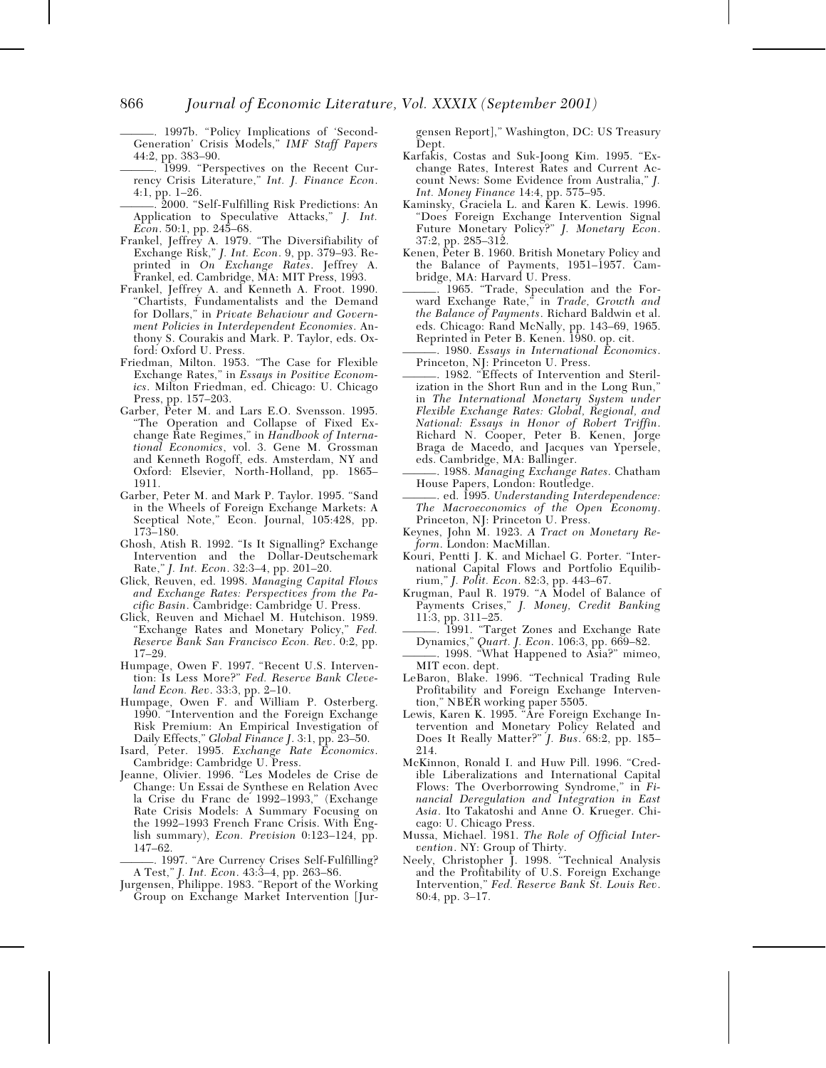———. 1997b. "Policy Implications of 'Second-Generation' Crisis Models," *IMF Staff Papers* 44:2, pp. 383–90.

———. 1999. "Perspectives on the Recent Currency Crisis Literature," *Int. J. Finance Econ.* 4:1, pp. 1–26.

———. 2000. "Self-Fulfilling Risk Predictions: An Application to Speculative Attacks," *J. Int. Econ.* 50:1, pp. 245–68.

Frankel, Jeffrey A. 1979. "The Diversifiability of Exchange Risk," *J. Int. Econ.* 9, pp. 379–93. Reprinted in *On Exchange Rates*. Jeffrey A. Frankel, ed. Cambridge, MA: MIT Press, 1993.

Frankel, Jeffrey A. and Kenneth A. Froot. 1990. "Chartists, Fundamentalists and the Demand for Dollars," in *Private Behaviour and Government Policies in Interdependent Economies*. Anthony S. Courakis and Mark. P. Taylor, eds. Oxford: Oxford U. Press.

Friedman, Milton. 1953. "The Case for Flexible Exchange Rates," in *Essays in Positive Economics*. Milton Friedman, ed. Chicago: U. Chicago Press, pp. 157–203.

Garber, Peter M. and Lars E.O. Svensson. 1995. "The Operation and Collapse of Fixed Exchange Rate Regimes," in *Handbook of International Economics*, vol. 3. Gene M. Grossman and Kenneth Rogoff, eds. Amsterdam, NY and Oxford: Elsevier, North-Holland, pp. 1865–1911.

Garber, Peter M. and Mark P. Taylor. 1995. "Sand in the Wheels of Foreign Exchange Markets: A Sceptical Note," Econ. Journal, 105:428, pp. 173–180.

Ghosh, Atish R. 1992. "Is It Signalling? Exchange Intervention and the Dollar-Deutschemark Rate," *J. Int. Econ.* 32:3–4, pp. 201–20.

Glick, Reuven, ed. 1998. *Managing Capital Flows and Exchange Rates: Perspectives from the Pacific Basin*. Cambridge: Cambridge U. Press.

Glick, Reuven and Michael M. Hutchison. 1989. "Exchange Rates and Monetary Policy," *Fed. Reserve Bank San Francisco Econ. Rev.* 0:2, pp. 17–29.

Humpage, Owen F. 1997. "Recent U.S. Intervention: Is Less More?" *Fed. Reserve Bank Cleveland Econ. Rev.* 33:3, pp. 2–10.

Humpage, Owen F. and William P. Osterberg, 1990. "Intervention and the Foreign Exchange Risk Premium: An Empirical Investigation of Daily Effects," *Global Finance J.* 3:1, pp. 23–50.

Isard, Peter. 1995. *Exchange Rate Economics*. Cambridge: Cambridge U. Press.

Jeanne, Olivier. 1996. "Les Modeles de Crise de Change: Un Essai de Synthese en Relation Avec la Crise du Franc de 1992–1993," (Exchange Rate Crisis Models: A Summary Focusing on the 1992–1993 French Franc Crisis. With English summary), *Econ. Prevision* 0:123–124, pp. 147–62.

———. 1997. "Are Currency Crises Self-Fulfilling? A Test," *J. Int. Econ.* 43:3–4, pp. 263–86.

Jurgensen, Philippe. 1983. "Report of the Working Group on Exchange Market Intervention [Jurgensen Report]," Washington, DC: US Treasury Dept.

Karfakis, Costas and Suk-Joong Kim. 1995. "Exchange Rates, Interest Rates and Current Account News: Some Evidence from Australia," *J. Int. Money Finance* 14:4, pp. 575–95.

Kaminsky, Graciela L. and Karen K. Lewis. 1996. "Does Foreign Exchange Intervention Signal Future Monetary Policy?" *J. Monetary Econ.* 37:2, pp. 285–312.

Kenen, Peter B. 1960. British Monetary Policy and the Balance of Payments, 1951–1957. Cambridge, MA: Harvard U. Press.

———. 1965. "Trade, Speculation and the Forward Exchange Rate," in *Trade, Growth and the Balance of Payments*. Richard Baldwin et al. eds. Chicago: Rand McNally, pp. 143–69, 1965. Reprinted in Peter B. Kenen. 1980. op. cit.

———. 1980. *Essays in International Economics*. Princeton, NJ: Princeton U. Press.

———. 1982. "Effects of Intervention and Sterilization in the Short Run and in the Long Run," in *The International Monetary System under Flexible Exchange Rates: Global, Regional, and National: Essays in Honor of Robert Triffin*. Richard N. Cooper, Peter B. Kenen, Jorge Braga de Macedo, and Jacques van Ypersele, eds. Cambridge, MA: Ballinger.

———. 1988. *Managing Exchange Rates*. Chatham House Papers, London: Routledge.

———. ed. 1995. *Understanding Interdependence: The Macroeconomics of the Open Economy*. Princeton, NJ: Princeton U. Press.

Keynes, John M. 1923. *A Tract on Monetary Reform*. London: MacMillan.

Kouri, Pentti J. K. and Michael G. Porter. "International Capital Flows and Portfolio Equilibrium," *J. Polit. Econ.* 82:3, pp. 443–67.

Krugman, Paul R. 1979. "A Model of Balance of Payments Crises," *J. Money, Credit Banking* 11:3, pp. 311–25.

———. 1991. "Target Zones and Exchange Rate Dynamics," *Quart. J. Econ.* 106:3, pp. 669–82.

———. 1998. "What Happened to Asia?" mimeo, MIT econ. dept.

LeBaron, Blake. 1996. "Technical Trading Rule Profitability and Foreign Exchange Intervention," NBER working paper 5505.

Lewis, Karen K. 1995. "Are Foreign Exchange Intervention and Monetary Policy Related and Does It Really Matter?" *J. Bus.* 68:2, pp. 185–214.

McKinnon, Ronald I. and Huw Pill. 1996. "Credible Liberalizations and International Capital Flows: The Overborrowing Syndrome," in *Financial Deregulation and Integration in East Asia*. Ito Takatoshi and Anne O. Krueger. Chicago: U. Chicago Press.

Mussa, Michael. 1981. *The Role of Official Intervention*. NY: Group of Thirty.

Neely, Christopher J. 1998. "Technical Analysis and the Profitability of U.S. Foreign Exchange Intervention," *Fed. Reserve Bank St. Louis Rev.* 80:4, pp. 3–17.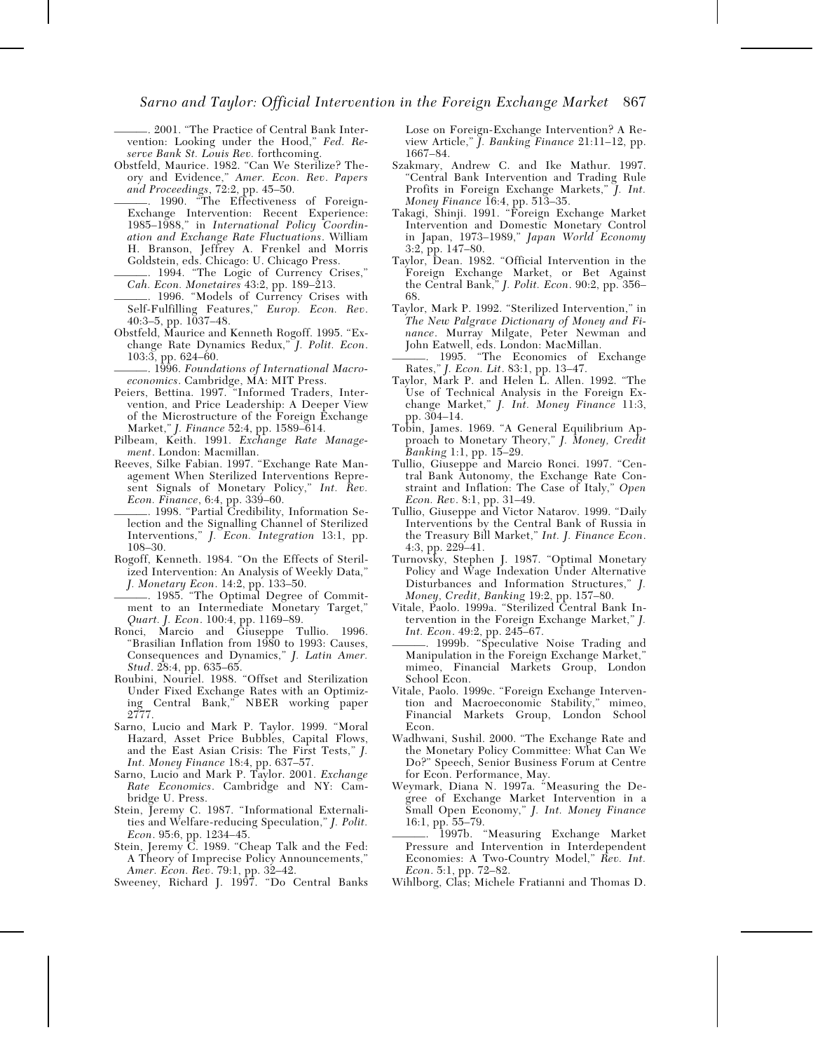———. 2001. "The Practice of Central Bank Intervention: Looking under the Hood," *Fed. Reserve Bank St. Louis Rev.* forthcoming.

Obstfeld, Maurice. 1982. "Can We Sterilize? Theory and Evidence," *Amer. Econ. Rev. Papers and Proceedings*, 72:2, pp. 45–50.

———. 1990. "The Effectiveness of Foreign-Exchange Intervention: Recent Experience: 1985–1988," in *International Policy Coordination and Exchange Rate Fluctuations*. William H. Branson, Jeffrey A. Frenkel and Morris Goldstein, eds. Chicago: U. Chicago Press.

———. 1994. "The Logic of Currency Crises," *Cah. Econ. Monetaires* 43:2, pp. 189–213.

———. 1996. "Models of Currency Crises with Self-Fulfilling Features," *Europ. Econ. Rev.* 40:3–5, pp. 1037–48.

Obstfeld, Maurice and Kenneth Rogoff. 1995. "Exchange Rate Dynamics Redux," *J. Polit. Econ.* 103:3, pp. 624–60.

———. 1996. *Foundations of International Macroeconomics*. Cambridge, MA: MIT Press.

Peiers, Bettina. 1997. "Informed Traders, Intervention, and Price Leadership: A Deeper View of the Microstructure of the Foreign Exchange Market," *J. Finance* 52:4, pp. 1589–614.

Pilbeam, Keith. 1991. *Exchange Rate Management*. London: Macmillan.

Reeves, Silke Fabian. 1997. "Exchange Rate Management When Sterilized Interventions Represent Signals of Monetary Policy," *Int. Rev. Econ. Finance*, 6:4, pp. 339–60.

———. 1998. "Partial Credibility, Information Selection and the Signalling Channel of Sterilized Interventions," *J. Econ. Integration* 13:1, pp. 108–30.

Rogoff, Kenneth. 1984. "On the Effects of Sterilized Intervention: An Analysis of Weekly Data," *J. Monetary Econ.* 14:2, pp. 133–50.

———. 1985. "The Optimal Degree of Commitment to an Intermediate Monetary Target," *Quart. J. Econ.* 100:4, pp. 1169–89.

Ronci, Marcio and Giuseppe Tullio. 1996. "Brasilian Inflation from 1980 to 1993: Causes, Consequences and Dynamics," *J. Latin Amer. Stud.* 28:4, pp. 635–65.

Roubini, Nouriel. 1988. "Offset and Sterilization Under Fixed Exchange Rates with an Optimizing Central Bank," NBER working paper 2777.

Sarno, Lucio and Mark P. Taylor. 1999. "Moral Hazard, Asset Price Bubbles, Capital Flows, and the East Asian Crisis: The First Tests," *J. Int. Money Finance* 18:4, pp. 637–57.

Sarno, Lucio and Mark P. Taylor. 2001. *Exchange Rate Economics*. Cambridge and NY: Cambridge U. Press.

Stein, Jeremy C. 1987. "Informational Externalities and Welfare-reducing Speculation," *J. Polit. Econ.* 95:6, pp. 1234–45.

Stein, Jeremy C. 1989. "Cheap Talk and the Fed: A Theory of Imprecise Policy Announcements," *Amer. Econ. Rev.* 79:1, pp. 32–42.

Sweeney, Richard J. 1997. "Do Central Banks Lose on Foreign-Exchange Intervention? A Review Article," *J. Banking Finance* 21:11–12, pp. 1667–84.

Szakmary, Andrew C. and Ike Mathur. 1997. "Central Bank Intervention and Trading Rule Profits in Foreign Exchange Markets," *J. Int. Money Finance* 16:4, pp. 513–35.

Takagi, Shinji. 1991. "Foreign Exchange Market Intervention and Domestic Monetary Control in Japan, 1973–1989," *Japan World Economy* 3:2, pp. 147–80.

Taylor, Dean. 1982. "Official Intervention in the Foreign Exchange Market, or Bet Against the Central Bank," *J. Polit. Econ.* 90:2, pp. 356–68.

Taylor, Mark P. 1992. "Sterilized Intervention," in *The New Palgrave Dictionary of Money and Finance*. Murray Milgate, Peter Newman and John Eatwell, eds. London: MacMillan.

———. 1995. "The Economics of Exchange Rates," *J. Econ. Lit.* 83:1, pp. 13–47.

Taylor, Mark P. and Helen L. Allen. 1992. "The Use of Technical Analysis in the Foreign Exchange Market," *J. Int. Money Finance* 11:3, pp. 304–14.

Tobin, James. 1969. "A General Equilibrium Approach to Monetary Theory," *J. Money, Credit Banking* 1:1, pp. 15–29.

Tullio, Giuseppe and Marcio Ronci. 1997. "Central Bank Autonomy, the Exchange Rate Constraint and Inflation: The Case of Italy," *Open Econ. Rev.* 8:1, pp. 31–49.

Tullio, Giuseppe and Victor Natarov. 1999. "Daily Interventions by the Central Bank of Russia in the Treasury Bill Market," *Int. J. Finance Econ.* 4:3, pp. 229–41.

Turnovsky, Stephen J. 1987. "Optimal Monetary Policy and Wage Indexation Under Alternative Disturbances and Information Structures," *J. Money, Credit, Banking* 19:2, pp. 157–80.

Vitale, Paolo. 1999a. "Sterilized Central Bank Intervention in the Foreign Exchange Market," *J. Int. Econ.* 49:2, pp. 245–67.

———. 1999b. "Speculative Noise Trading and Manipulation in the Foreign Exchange Market," mimeo, Financial Markets Group, London School Econ.

Vitale, Paolo. 1999c. "Foreign Exchange Intervention and Macroeconomic Stability," mimeo, Financial Markets Group, London School Econ.

Wadhwani, Sushil. 2000. "The Exchange Rate and the Monetary Policy Committee: What Can We Do?" Speech, Senior Business Forum at Centre for Econ. Performance, May.

Weymark, Diana N. 1997a. "Measuring the Degree of Exchange Market Intervention in a Small Open Economy," *J. Int. Money Finance* 16:1, pp. 55–79.

———. 1997b. "Measuring Exchange Market Pressure and Intervention in Interdependent Economies: A Two-Country Model," *Rev. Int. Econ.* 5:1, pp. 72–82.

Wihlborg, Clas; Michele Fratianni and Thomas D.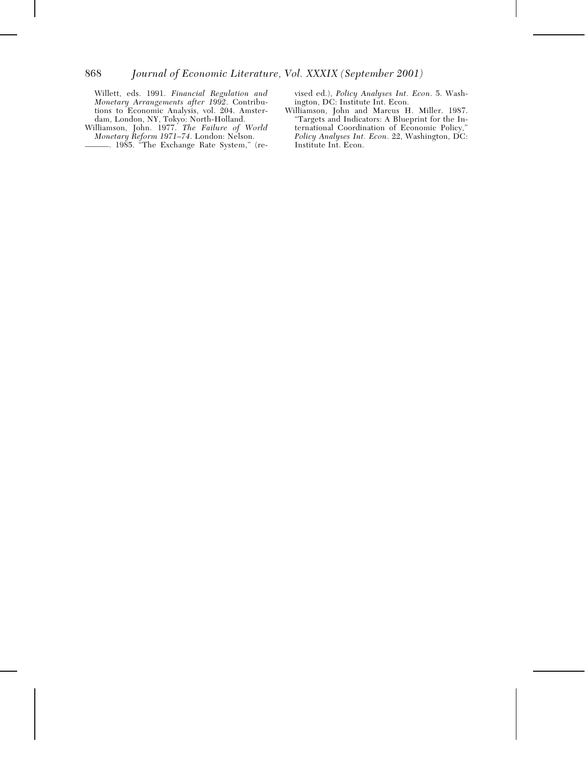Willett, eds. 1991. *Financial Regulation and Monetary Arrangements after 1992*. Contributions to Economic Analysis, vol. 204. Amsterdam, London, NY, Tokyo: North-Holland.

Williamson, John. 1977. *The Failure of World Monetary Reform 1971–74*. London: Nelson.

———. 1985. "The Exchange Rate System," (revised ed.), *Policy Analyses Int. Econ*. 5. Washington, DC: Institute Int. Econ.

Williamson, John and Marcus H. Miller. 1987. "Targets and Indicators: A Blueprint for the International Coordination of Economic Policy," *Policy Analyses Int. Econ*. 22, Washington, DC: Institute Int. Econ.